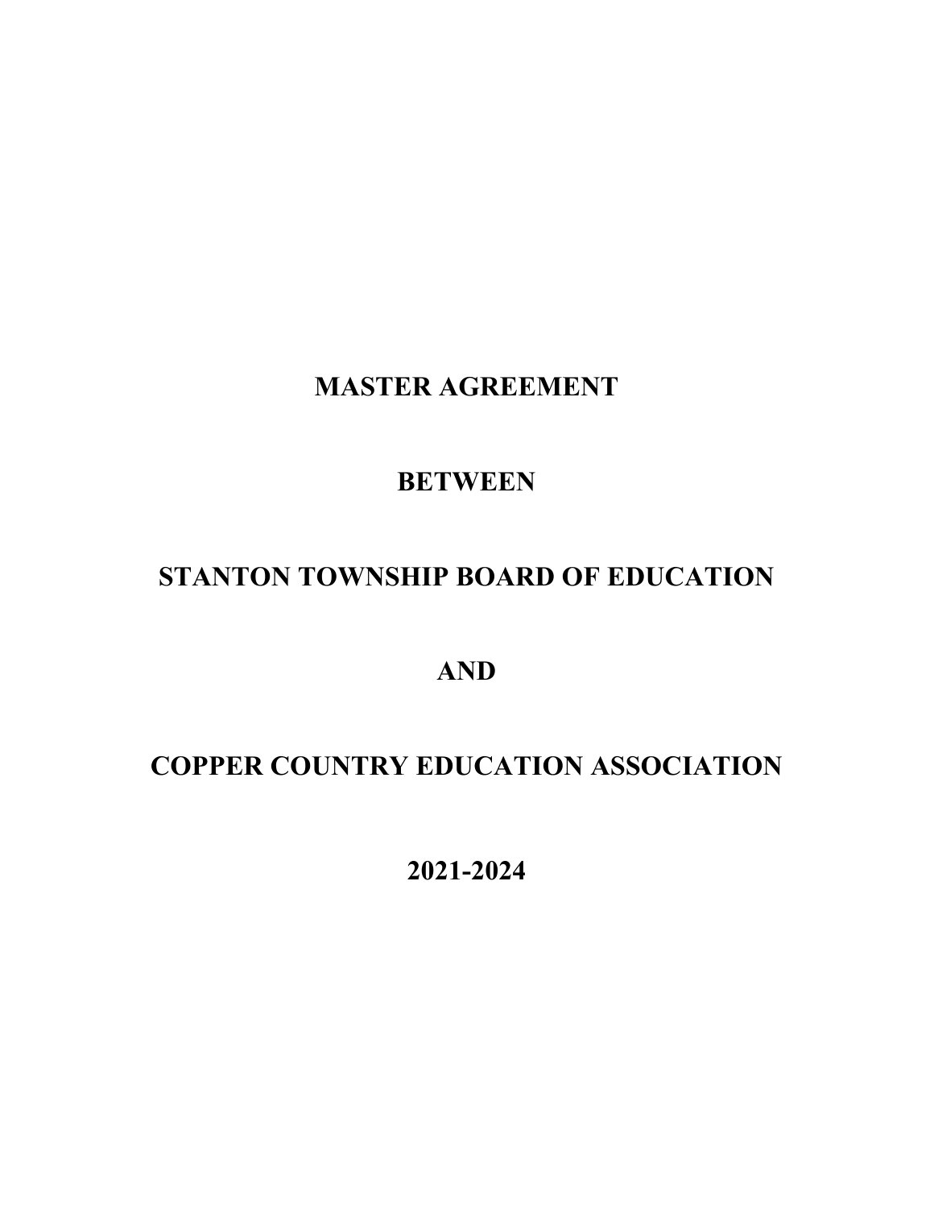# MASTER AGREEMENT

# BETWEEN

# STANTON TOWNSHIP BOARD OF EDUCATION

# AND

# COPPER COUNTRY EDUCATION ASSOCIATION

# 2021-2024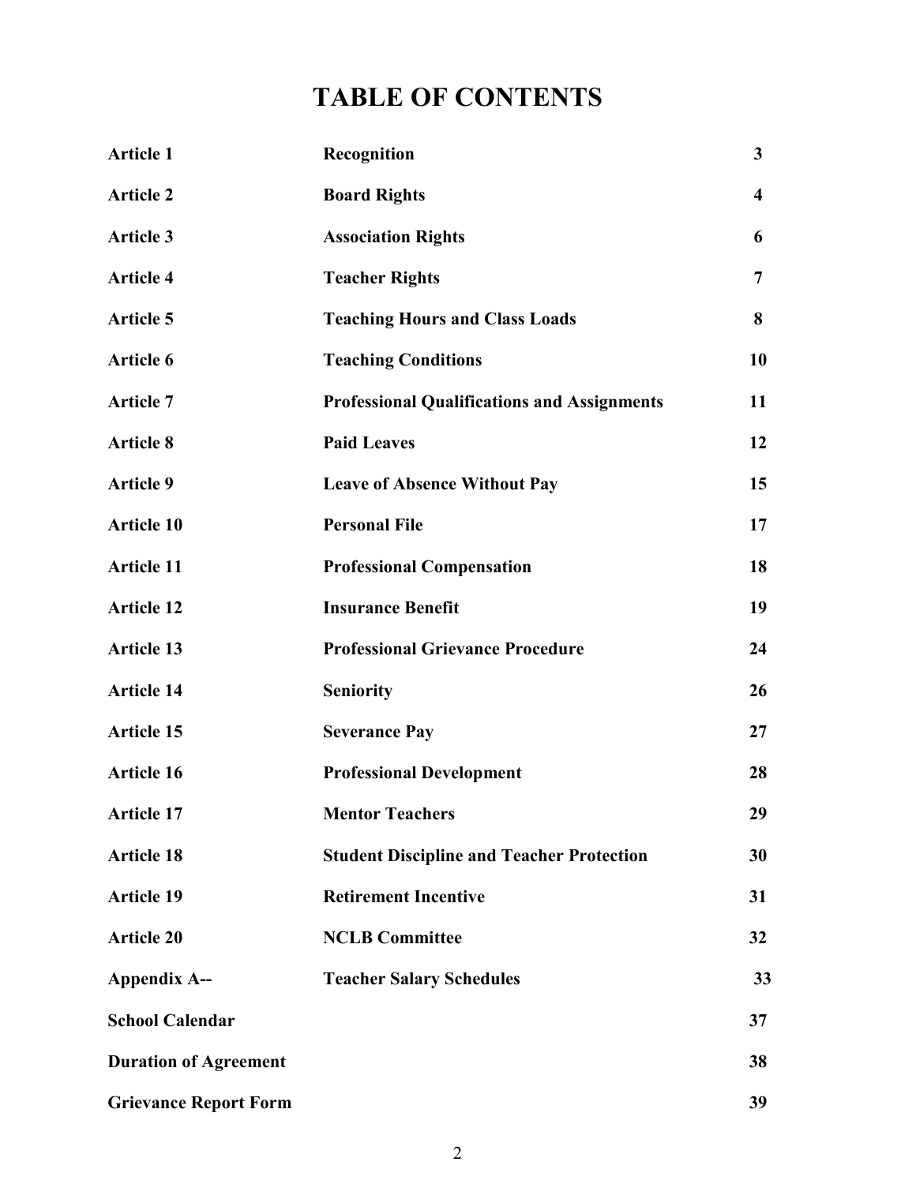# TABLE OF CONTENTS

| | | |
|---|---|---|
| **Article 1** | **Recognition** | **3** |
| **Article 2** | **Board Rights** | **4** |
| **Article 3** | **Association Rights** | **6** |
| **Article 4** | **Teacher Rights** | **7** |
| **Article 5** | **Teaching Hours and Class Loads** | **8** |
| **Article 6** | **Teaching Conditions** | **10** |
| **Article 7** | **Professional Qualifications and Assignments** | **11** |
| **Article 8** | **Paid Leaves** | **12** |
| **Article 9** | **Leave of Absence Without Pay** | **15** |
| **Article 10** | **Personal File** | **17** |
| **Article 11** | **Professional Compensation** | **18** |
| **Article 12** | **Insurance Benefit** | **19** |
| **Article 13** | **Professional Grievance Procedure** | **24** |
| **Article 14** | **Seniority** | **26** |
| **Article 15** | **Severance Pay** | **27** |
| **Article 16** | **Professional Development** | **28** |
| **Article 17** | **Mentor Teachers** | **29** |
| **Article 18** | **Student Discipline and Teacher Protection** | **30** |
| **Article 19** | **Retirement Incentive** | **31** |
| **Article 20** | **NCLB Committee** | **32** |
| **Appendix A--** | **Teacher Salary Schedules** | **33** |
| **School Calendar** | | **37** |
| **Duration of Agreement** | | **38** |
| **Grievance Report Form** | | **39** |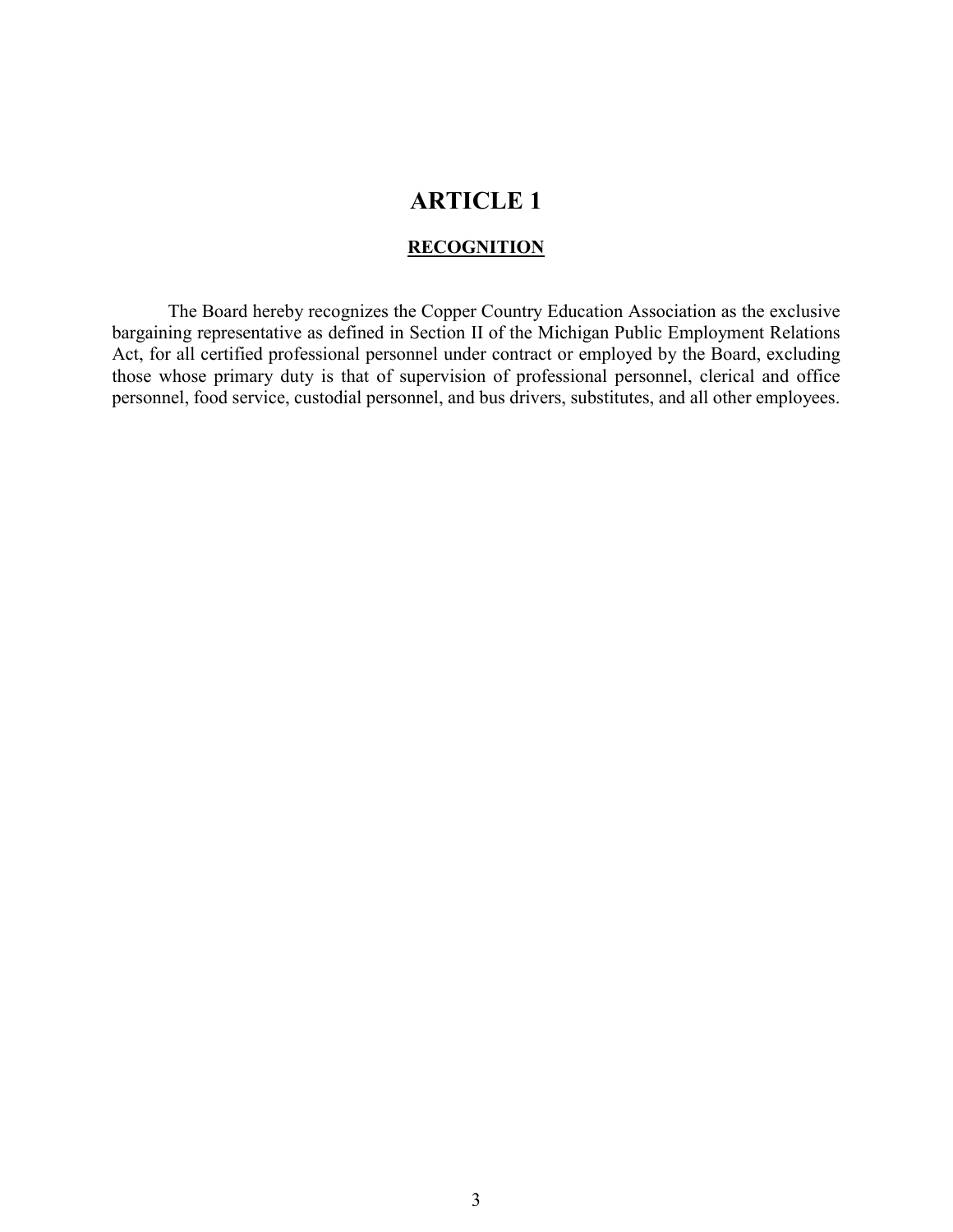# ARTICLE 1

## RECOGNITION

The Board hereby recognizes the Copper Country Education Association as the exclusive bargaining representative as defined in Section II of the Michigan Public Employment Relations Act, for all certified professional personnel under contract or employed by the Board, excluding those whose primary duty is that of supervision of professional personnel, clerical and office personnel, food service, custodial personnel, and bus drivers, substitutes, and all other employees.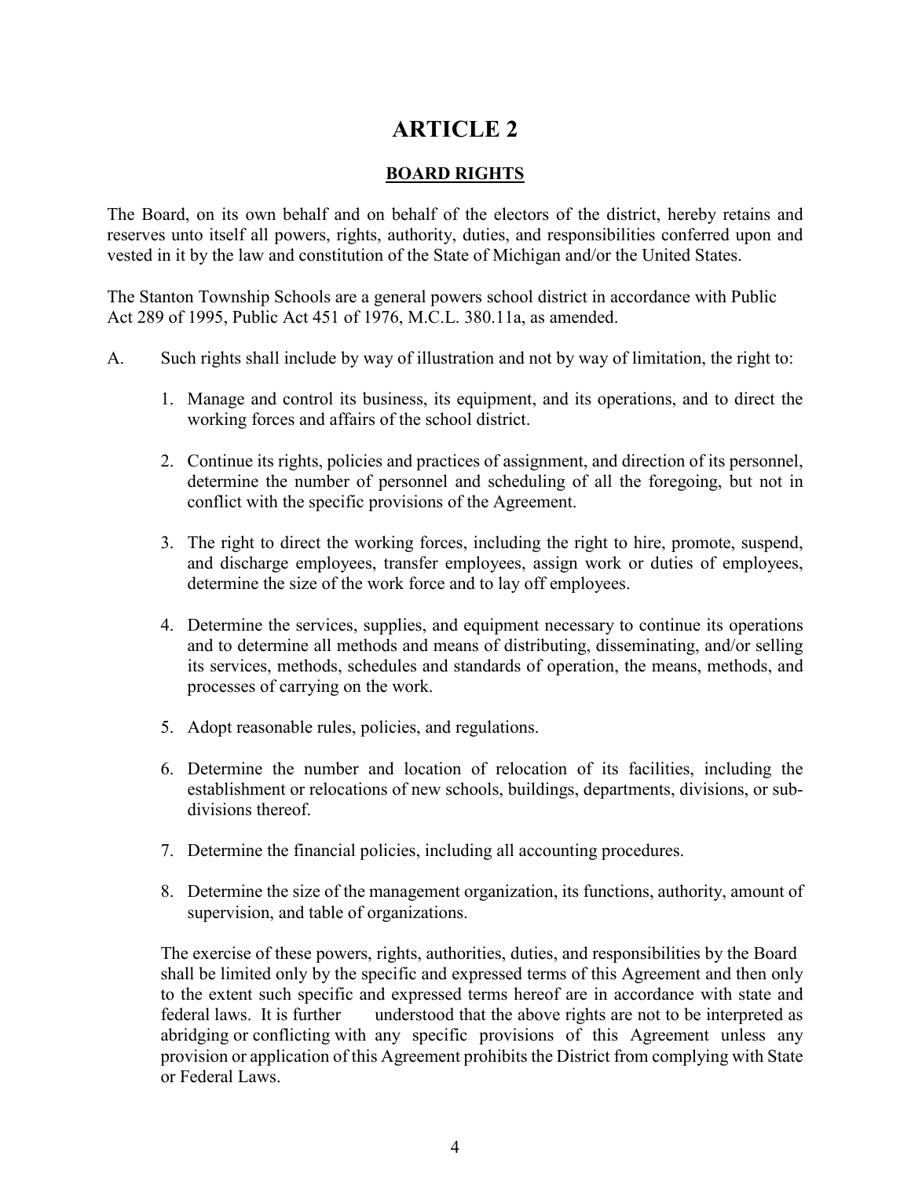# ARTICLE 2

## BOARD RIGHTS

The Board, on its own behalf and on behalf of the electors of the district, hereby retains and reserves unto itself all powers, rights, authority, duties, and responsibilities conferred upon and vested in it by the law and constitution of the State of Michigan and/or the United States.

The Stanton Township Schools are a general powers school district in accordance with Public Act 289 of 1995, Public Act 451 of 1976, M.C.L. 380.11a, as amended.

A. Such rights shall include by way of illustration and not by way of limitation, the right to:

1. Manage and control its business, its equipment, and its operations, and to direct the working forces and affairs of the school district.

2. Continue its rights, policies and practices of assignment, and direction of its personnel, determine the number of personnel and scheduling of all the foregoing, but not in conflict with the specific provisions of the Agreement.

3. The right to direct the working forces, including the right to hire, promote, suspend, and discharge employees, transfer employees, assign work or duties of employees, determine the size of the work force and to lay off employees.

4. Determine the services, supplies, and equipment necessary to continue its operations and to determine all methods and means of distributing, disseminating, and/or selling its services, methods, schedules and standards of operation, the means, methods, and processes of carrying on the work.

5. Adopt reasonable rules, policies, and regulations.

6. Determine the number and location of relocation of its facilities, including the establishment or relocations of new schools, buildings, departments, divisions, or sub-divisions thereof.

7. Determine the financial policies, including all accounting procedures.

8. Determine the size of the management organization, its functions, authority, amount of supervision, and table of organizations.

The exercise of these powers, rights, authorities, duties, and responsibilities by the Board shall be limited only by the specific and expressed terms of this Agreement and then only to the extent such specific and expressed terms hereof are in accordance with state and federal laws. It is further understood that the above rights are not to be interpreted as abridging or conflicting with any specific provisions of this Agreement unless any provision or application of this Agreement prohibits the District from complying with State or Federal Laws.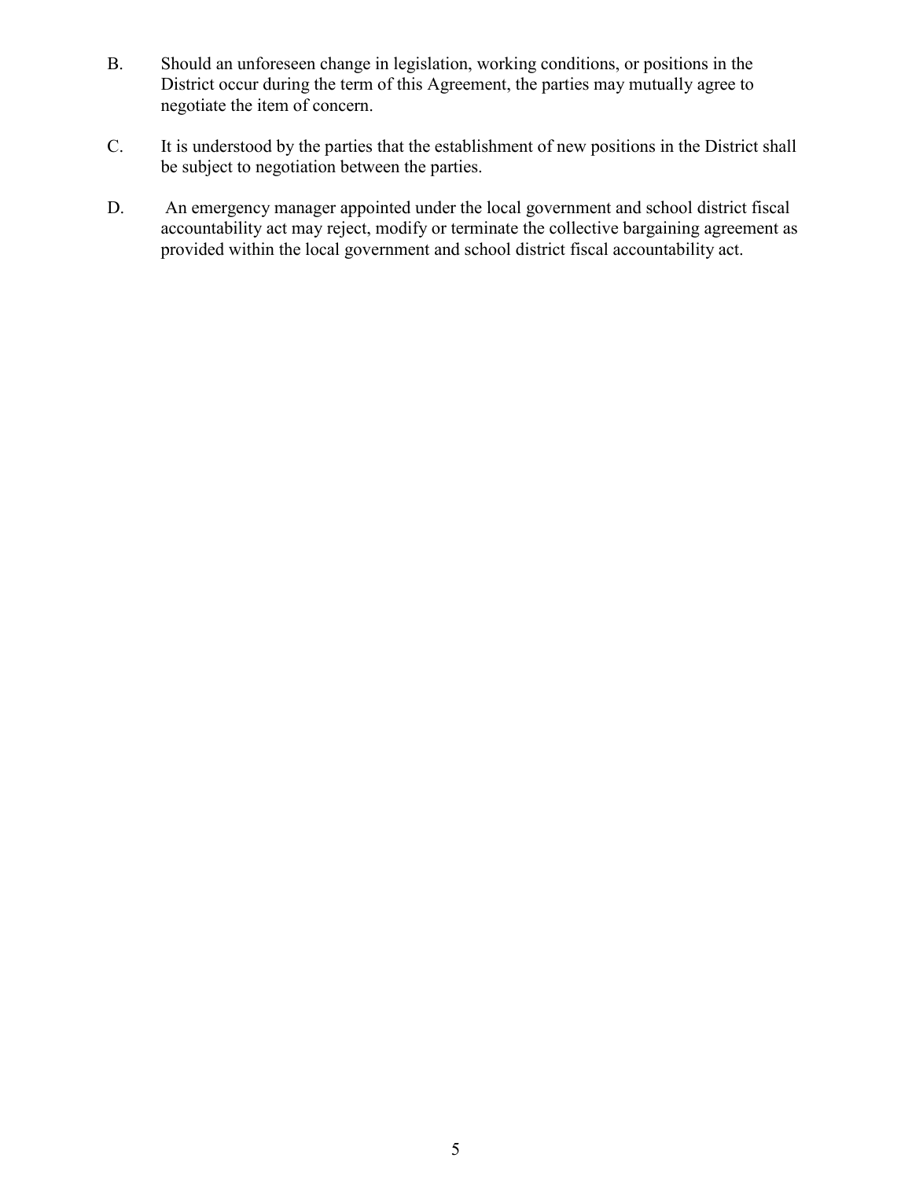B. Should an unforeseen change in legislation, working conditions, or positions in the District occur during the term of this Agreement, the parties may mutually agree to negotiate the item of concern.

C. It is understood by the parties that the establishment of new positions in the District shall be subject to negotiation between the parties.

D. An emergency manager appointed under the local government and school district fiscal accountability act may reject, modify or terminate the collective bargaining agreement as provided within the local government and school district fiscal accountability act.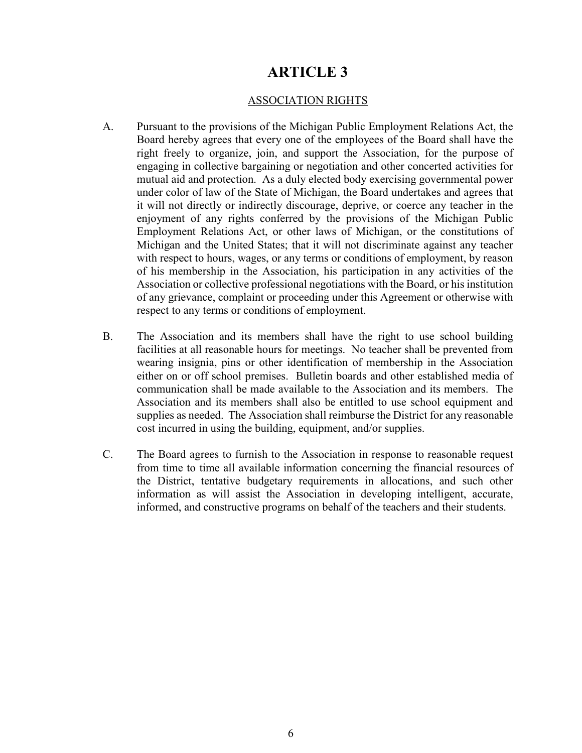# ARTICLE 3

## ASSOCIATION RIGHTS

A. Pursuant to the provisions of the Michigan Public Employment Relations Act, the Board hereby agrees that every one of the employees of the Board shall have the right freely to organize, join, and support the Association, for the purpose of engaging in collective bargaining or negotiation and other concerted activities for mutual aid and protection. As a duly elected body exercising governmental power under color of law of the State of Michigan, the Board undertakes and agrees that it will not directly or indirectly discourage, deprive, or coerce any teacher in the enjoyment of any rights conferred by the provisions of the Michigan Public Employment Relations Act, or other laws of Michigan, or the constitutions of Michigan and the United States; that it will not discriminate against any teacher with respect to hours, wages, or any terms or conditions of employment, by reason of his membership in the Association, his participation in any activities of the Association or collective professional negotiations with the Board, or his institution of any grievance, complaint or proceeding under this Agreement or otherwise with respect to any terms or conditions of employment.

B. The Association and its members shall have the right to use school building facilities at all reasonable hours for meetings. No teacher shall be prevented from wearing insignia, pins or other identification of membership in the Association either on or off school premises. Bulletin boards and other established media of communication shall be made available to the Association and its members. The Association and its members shall also be entitled to use school equipment and supplies as needed. The Association shall reimburse the District for any reasonable cost incurred in using the building, equipment, and/or supplies.

C. The Board agrees to furnish to the Association in response to reasonable request from time to time all available information concerning the financial resources of the District, tentative budgetary requirements in allocations, and such other information as will assist the Association in developing intelligent, accurate, informed, and constructive programs on behalf of the teachers and their students.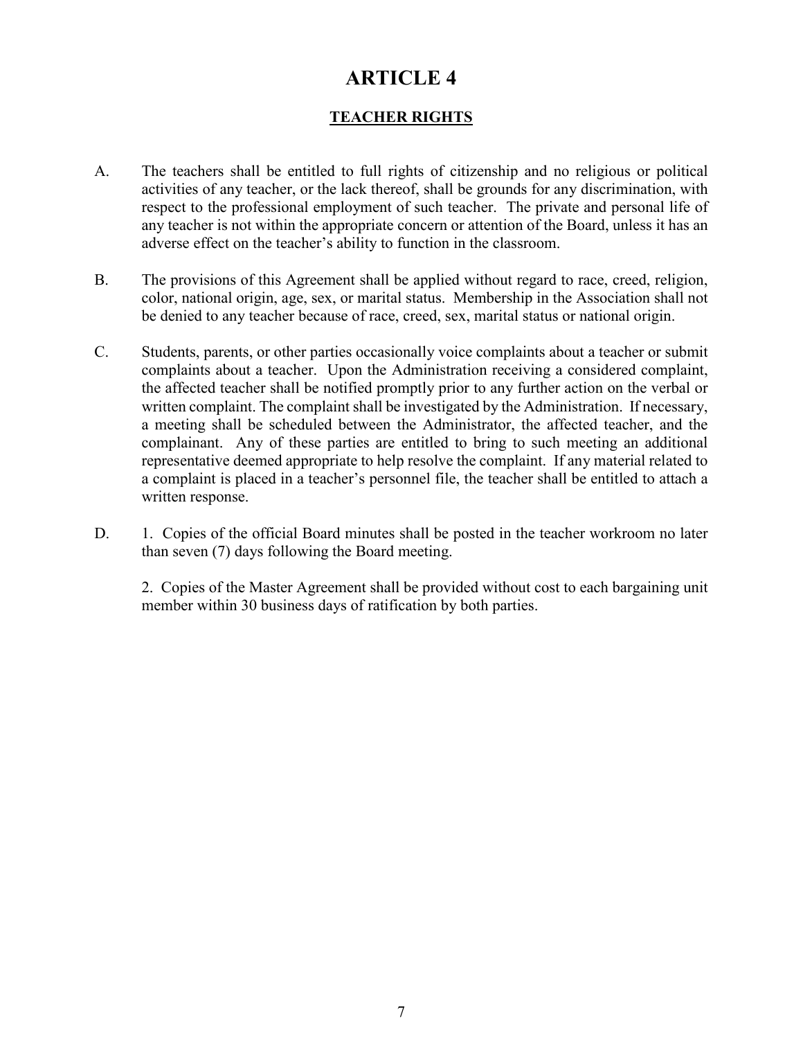# ARTICLE 4

## TEACHER RIGHTS

A. The teachers shall be entitled to full rights of citizenship and no religious or political activities of any teacher, or the lack thereof, shall be grounds for any discrimination, with respect to the professional employment of such teacher. The private and personal life of any teacher is not within the appropriate concern or attention of the Board, unless it has an adverse effect on the teacher's ability to function in the classroom.

B. The provisions of this Agreement shall be applied without regard to race, creed, religion, color, national origin, age, sex, or marital status. Membership in the Association shall not be denied to any teacher because of race, creed, sex, marital status or national origin.

C. Students, parents, or other parties occasionally voice complaints about a teacher or submit complaints about a teacher. Upon the Administration receiving a considered complaint, the affected teacher shall be notified promptly prior to any further action on the verbal or written complaint. The complaint shall be investigated by the Administration. If necessary, a meeting shall be scheduled between the Administrator, the affected teacher, and the complainant. Any of these parties are entitled to bring to such meeting an additional representative deemed appropriate to help resolve the complaint. If any material related to a complaint is placed in a teacher's personnel file, the teacher shall be entitled to attach a written response.

D. 1. Copies of the official Board minutes shall be posted in the teacher workroom no later than seven (7) days following the Board meeting.

   2. Copies of the Master Agreement shall be provided without cost to each bargaining unit member within 30 business days of ratification by both parties.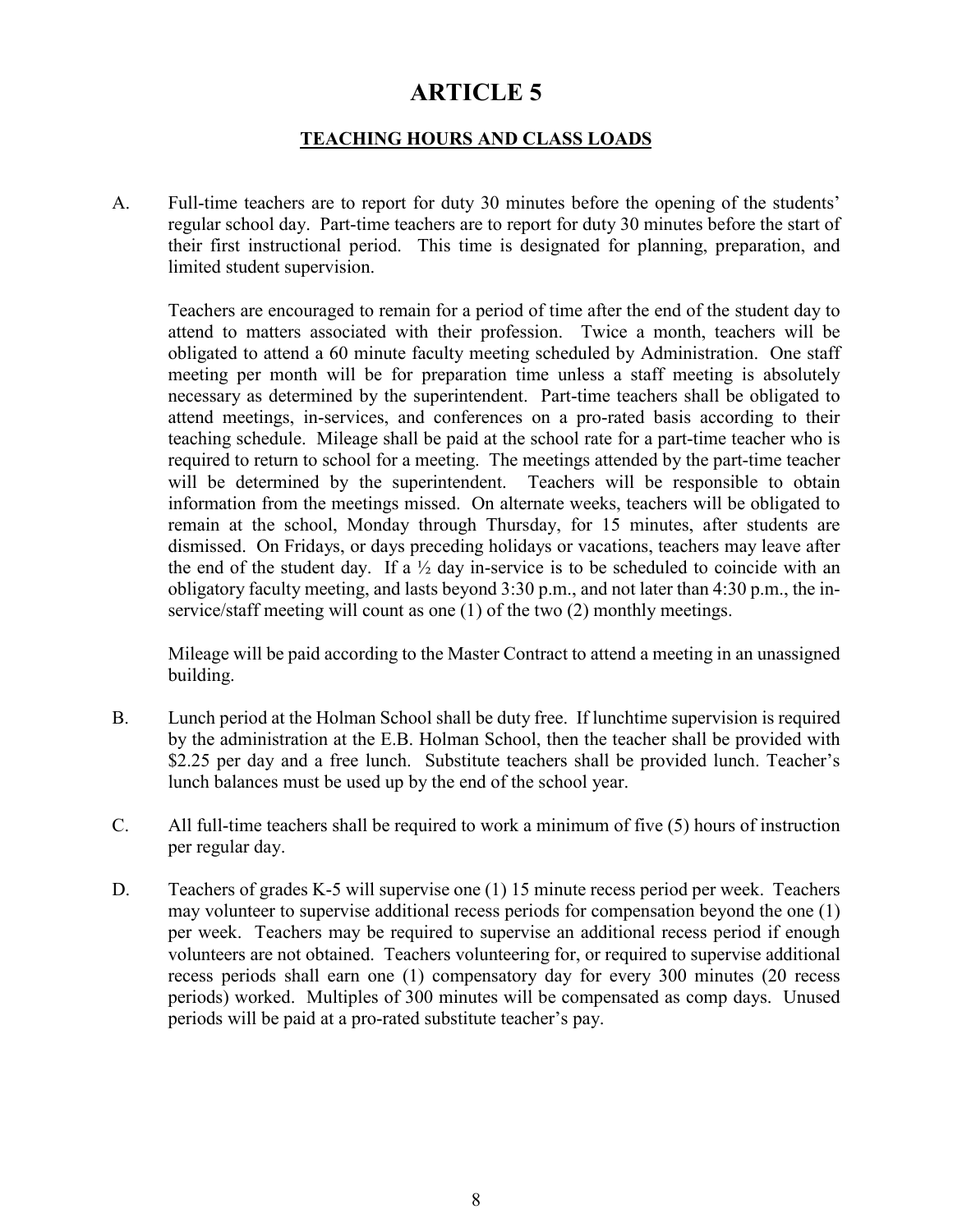# ARTICLE 5

## TEACHING HOURS AND CLASS LOADS

A. Full-time teachers are to report for duty 30 minutes before the opening of the students' regular school day. Part-time teachers are to report for duty 30 minutes before the start of their first instructional period. This time is designated for planning, preparation, and limited student supervision.

Teachers are encouraged to remain for a period of time after the end of the student day to attend to matters associated with their profession. Twice a month, teachers will be obligated to attend a 60 minute faculty meeting scheduled by Administration. One staff meeting per month will be for preparation time unless a staff meeting is absolutely necessary as determined by the superintendent. Part-time teachers shall be obligated to attend meetings, in-services, and conferences on a pro-rated basis according to their teaching schedule. Mileage shall be paid at the school rate for a part-time teacher who is required to return to school for a meeting. The meetings attended by the part-time teacher will be determined by the superintendent. Teachers will be responsible to obtain information from the meetings missed. On alternate weeks, teachers will be obligated to remain at the school, Monday through Thursday, for 15 minutes, after students are dismissed. On Fridays, or days preceding holidays or vacations, teachers may leave after the end of the student day. If a ½ day in-service is to be scheduled to coincide with an obligatory faculty meeting, and lasts beyond 3:30 p.m., and not later than 4:30 p.m., the in-service/staff meeting will count as one (1) of the two (2) monthly meetings.

Mileage will be paid according to the Master Contract to attend a meeting in an unassigned building.

B. Lunch period at the Holman School shall be duty free. If lunchtime supervision is required by the administration at the E.B. Holman School, then the teacher shall be provided with $2.25 per day and a free lunch. Substitute teachers shall be provided lunch. Teacher's lunch balances must be used up by the end of the school year.

C. All full-time teachers shall be required to work a minimum of five (5) hours of instruction per regular day.

D. Teachers of grades K-5 will supervise one (1) 15 minute recess period per week. Teachers may volunteer to supervise additional recess periods for compensation beyond the one (1) per week. Teachers may be required to supervise an additional recess period if enough volunteers are not obtained. Teachers volunteering for, or required to supervise additional recess periods shall earn one (1) compensatory day for every 300 minutes (20 recess periods) worked. Multiples of 300 minutes will be compensated as comp days. Unused periods will be paid at a pro-rated substitute teacher's pay.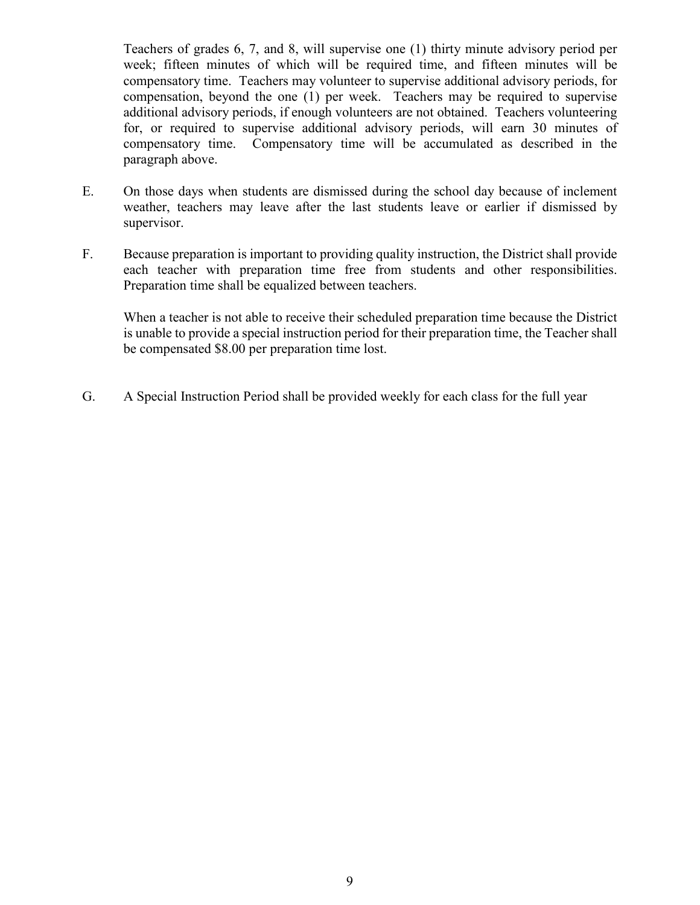Teachers of grades 6, 7, and 8, will supervise one (1) thirty minute advisory period per week; fifteen minutes of which will be required time, and fifteen minutes will be compensatory time. Teachers may volunteer to supervise additional advisory periods, for compensation, beyond the one (1) per week. Teachers may be required to supervise additional advisory periods, if enough volunteers are not obtained. Teachers volunteering for, or required to supervise additional advisory periods, will earn 30 minutes of compensatory time. Compensatory time will be accumulated as described in the paragraph above.

E. On those days when students are dismissed during the school day because of inclement weather, teachers may leave after the last students leave or earlier if dismissed by supervisor.

F. Because preparation is important to providing quality instruction, the District shall provide each teacher with preparation time free from students and other responsibilities. Preparation time shall be equalized between teachers.

When a teacher is not able to receive their scheduled preparation time because the District is unable to provide a special instruction period for their preparation time, the Teacher shall be compensated $8.00 per preparation time lost.

G. A Special Instruction Period shall be provided weekly for each class for the full year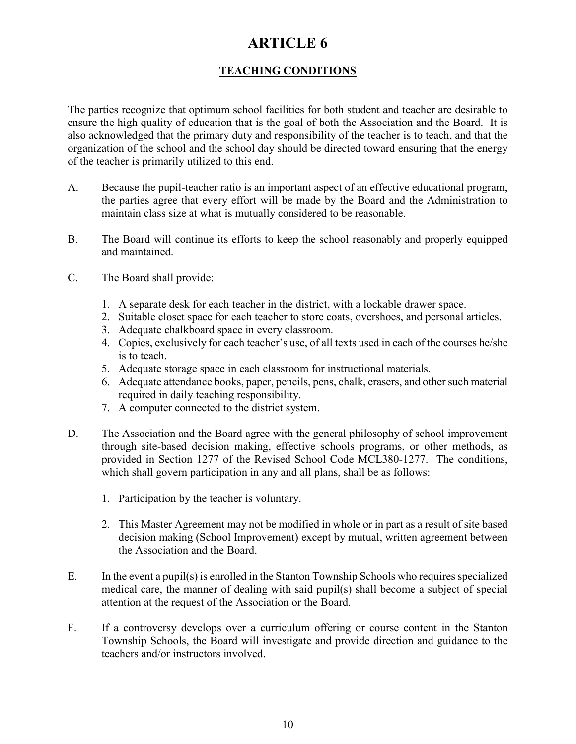# ARTICLE 6

## TEACHING CONDITIONS

The parties recognize that optimum school facilities for both student and teacher are desirable to ensure the high quality of education that is the goal of both the Association and the Board. It is also acknowledged that the primary duty and responsibility of the teacher is to teach, and that the organization of the school and the school day should be directed toward ensuring that the energy of the teacher is primarily utilized to this end.

A. Because the pupil-teacher ratio is an important aspect of an effective educational program, the parties agree that every effort will be made by the Board and the Administration to maintain class size at what is mutually considered to be reasonable.

B. The Board will continue its efforts to keep the school reasonably and properly equipped and maintained.

C. The Board shall provide:

1. A separate desk for each teacher in the district, with a lockable drawer space.
2. Suitable closet space for each teacher to store coats, overshoes, and personal articles.
3. Adequate chalkboard space in every classroom.
4. Copies, exclusively for each teacher's use, of all texts used in each of the courses he/she is to teach.
5. Adequate storage space in each classroom for instructional materials.
6. Adequate attendance books, paper, pencils, pens, chalk, erasers, and other such material required in daily teaching responsibility.
7. A computer connected to the district system.

D. The Association and the Board agree with the general philosophy of school improvement through site-based decision making, effective schools programs, or other methods, as provided in Section 1277 of the Revised School Code MCL380-1277. The conditions, which shall govern participation in any and all plans, shall be as follows:

1. Participation by the teacher is voluntary.

2. This Master Agreement may not be modified in whole or in part as a result of site based decision making (School Improvement) except by mutual, written agreement between the Association and the Board.

E. In the event a pupil(s) is enrolled in the Stanton Township Schools who requires specialized medical care, the manner of dealing with said pupil(s) shall become a subject of special attention at the request of the Association or the Board.

F. If a controversy develops over a curriculum offering or course content in the Stanton Township Schools, the Board will investigate and provide direction and guidance to the teachers and/or instructors involved.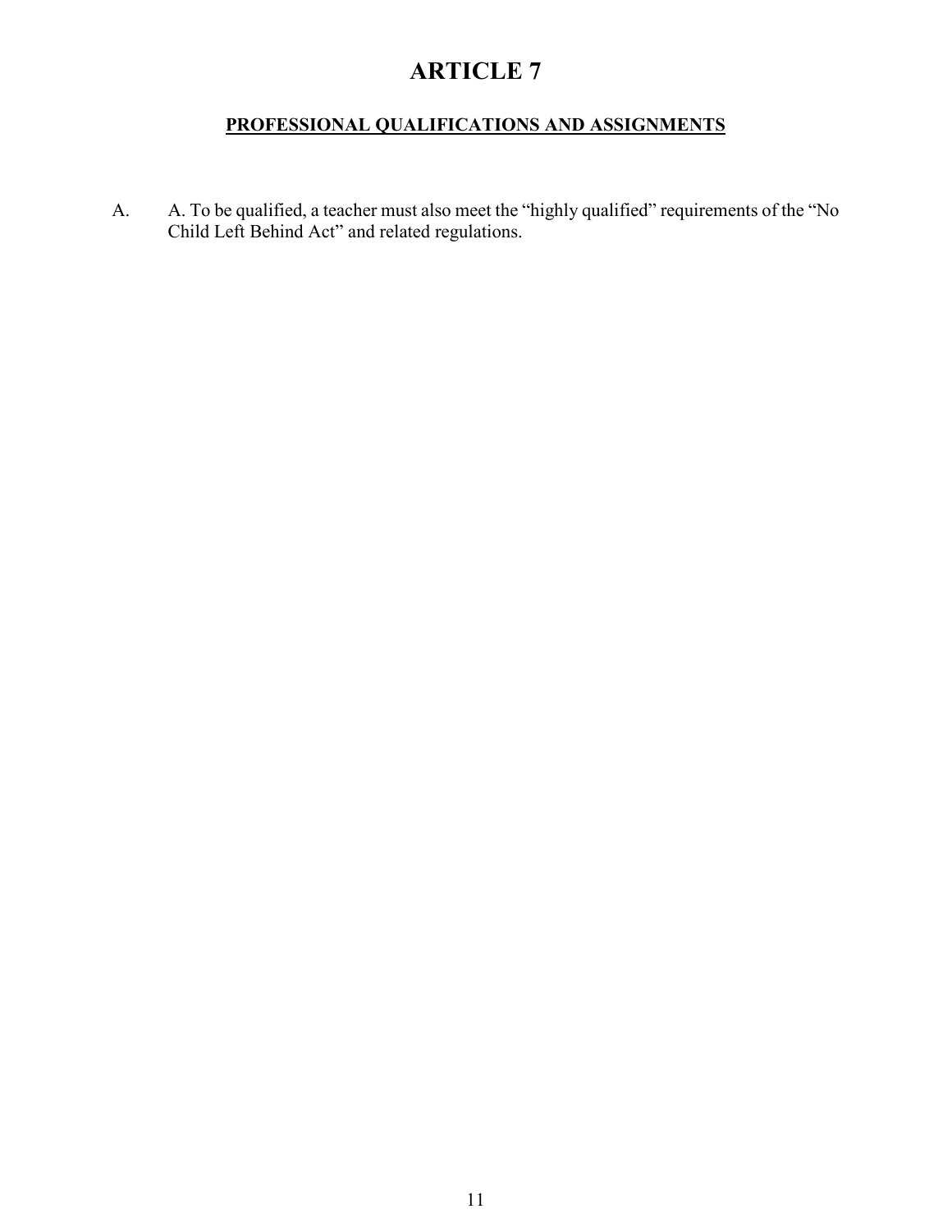# ARTICLE 7

## PROFESSIONAL QUALIFICATIONS AND ASSIGNMENTS

A. A. To be qualified, a teacher must also meet the "highly qualified" requirements of the "No Child Left Behind Act" and related regulations.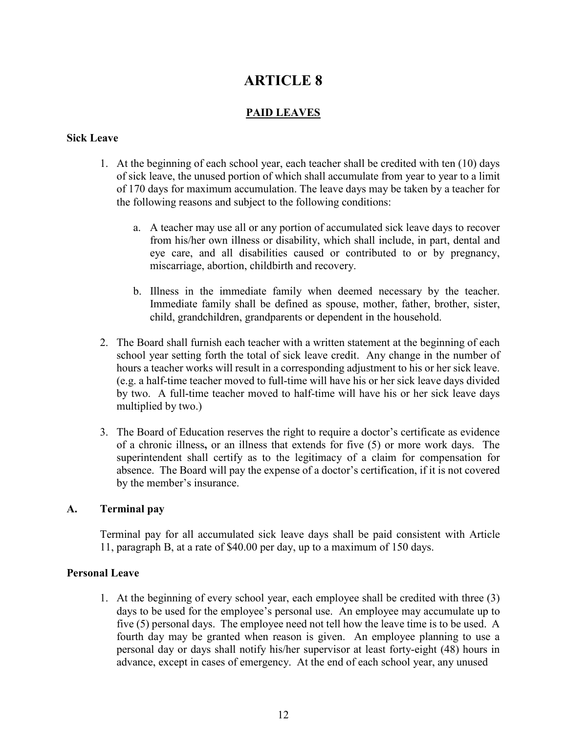# ARTICLE 8

## PAID LEAVES

**Sick Leave**

1. At the beginning of each school year, each teacher shall be credited with ten (10) days of sick leave, the unused portion of which shall accumulate from year to year to a limit of 170 days for maximum accumulation. The leave days may be taken by a teacher for the following reasons and subject to the following conditions:

   a. A teacher may use all or any portion of accumulated sick leave days to recover from his/her own illness or disability, which shall include, in part, dental and eye care, and all disabilities caused or contributed to or by pregnancy, miscarriage, abortion, childbirth and recovery.

   b. Illness in the immediate family when deemed necessary by the teacher. Immediate family shall be defined as spouse, mother, father, brother, sister, child, grandchildren, grandparents or dependent in the household.

2. The Board shall furnish each teacher with a written statement at the beginning of each school year setting forth the total of sick leave credit. Any change in the number of hours a teacher works will result in a corresponding adjustment to his or her sick leave. (e.g. a half-time teacher moved to full-time will have his or her sick leave days divided by two. A full-time teacher moved to half-time will have his or her sick leave days multiplied by two.)

3. The Board of Education reserves the right to require a doctor's certificate as evidence of a chronic illness**,** or an illness that extends for five (5) or more work days. The superintendent shall certify as to the legitimacy of a claim for compensation for absence. The Board will pay the expense of a doctor's certification, if it is not covered by the member's insurance.

**A. Terminal pay**

Terminal pay for all accumulated sick leave days shall be paid consistent with Article 11, paragraph B, at a rate of $40.00 per day, up to a maximum of 150 days.

**Personal Leave**

1. At the beginning of every school year, each employee shall be credited with three (3) days to be used for the employee's personal use. An employee may accumulate up to five (5) personal days. The employee need not tell how the leave time is to be used. A fourth day may be granted when reason is given. An employee planning to use a personal day or days shall notify his/her supervisor at least forty-eight (48) hours in advance, except in cases of emergency. At the end of each school year, any unused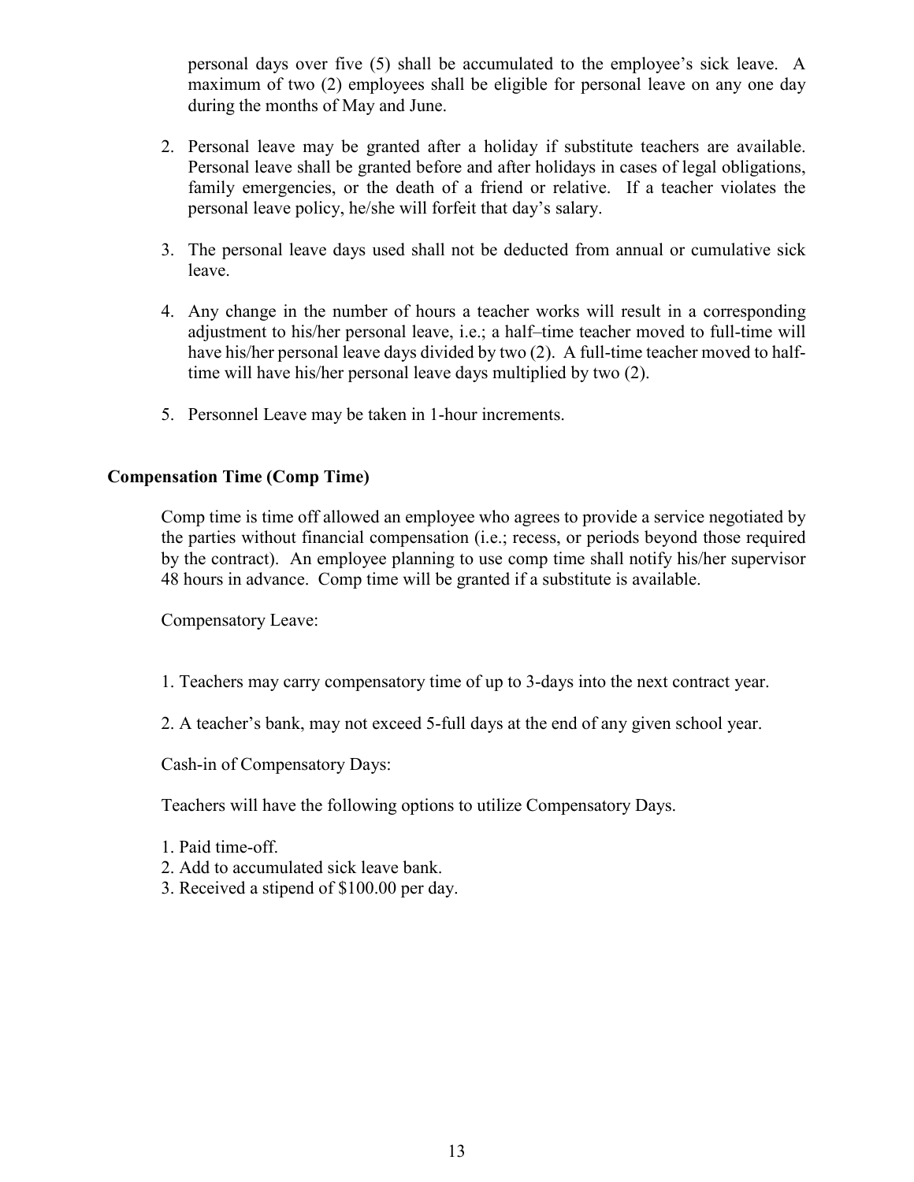personal days over five (5) shall be accumulated to the employee's sick leave. A maximum of two (2) employees shall be eligible for personal leave on any one day during the months of May and June.

2. Personal leave may be granted after a holiday if substitute teachers are available. Personal leave shall be granted before and after holidays in cases of legal obligations, family emergencies, or the death of a friend or relative. If a teacher violates the personal leave policy, he/she will forfeit that day's salary.

3. The personal leave days used shall not be deducted from annual or cumulative sick leave.

4. Any change in the number of hours a teacher works will result in a corresponding adjustment to his/her personal leave, i.e.; a half–time teacher moved to full-time will have his/her personal leave days divided by two (2). A full-time teacher moved to half-time will have his/her personal leave days multiplied by two (2).

5. Personnel Leave may be taken in 1-hour increments.

**Compensation Time (Comp Time)**

Comp time is time off allowed an employee who agrees to provide a service negotiated by the parties without financial compensation (i.e.; recess, or periods beyond those required by the contract). An employee planning to use comp time shall notify his/her supervisor 48 hours in advance. Comp time will be granted if a substitute is available.

Compensatory Leave:

1. Teachers may carry compensatory time of up to 3-days into the next contract year.

2. A teacher's bank, may not exceed 5-full days at the end of any given school year.

Cash-in of Compensatory Days:

Teachers will have the following options to utilize Compensatory Days.

1. Paid time-off.
2. Add to accumulated sick leave bank.
3. Received a stipend of $100.00 per day.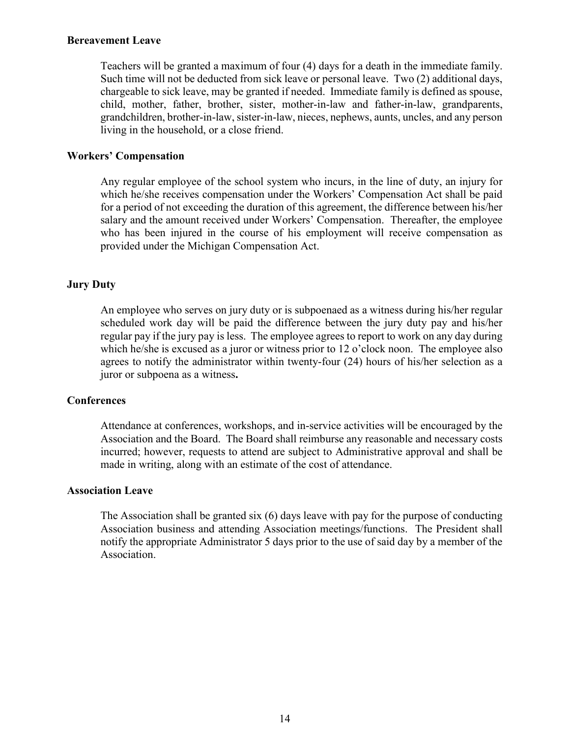### Bereavement Leave

Teachers will be granted a maximum of four (4) days for a death in the immediate family. Such time will not be deducted from sick leave or personal leave. Two (2) additional days, chargeable to sick leave, may be granted if needed. Immediate family is defined as spouse, child, mother, father, brother, sister, mother-in-law and father-in-law, grandparents, grandchildren, brother-in-law, sister-in-law, nieces, nephews, aunts, uncles, and any person living in the household, or a close friend.

### Workers' Compensation

Any regular employee of the school system who incurs, in the line of duty, an injury for which he/she receives compensation under the Workers' Compensation Act shall be paid for a period of not exceeding the duration of this agreement, the difference between his/her salary and the amount received under Workers' Compensation. Thereafter, the employee who has been injured in the course of his employment will receive compensation as provided under the Michigan Compensation Act.

### Jury Duty

An employee who serves on jury duty or is subpoenaed as a witness during his/her regular scheduled work day will be paid the difference between the jury duty pay and his/her regular pay if the jury pay is less. The employee agrees to report to work on any day during which he/she is excused as a juror or witness prior to 12 o'clock noon. The employee also agrees to notify the administrator within twenty-four (24) hours of his/her selection as a juror or subpoena as a witness**.**

### Conferences

Attendance at conferences, workshops, and in-service activities will be encouraged by the Association and the Board. The Board shall reimburse any reasonable and necessary costs incurred; however, requests to attend are subject to Administrative approval and shall be made in writing, along with an estimate of the cost of attendance.

### Association Leave

The Association shall be granted six (6) days leave with pay for the purpose of conducting Association business and attending Association meetings/functions. The President shall notify the appropriate Administrator 5 days prior to the use of said day by a member of the Association.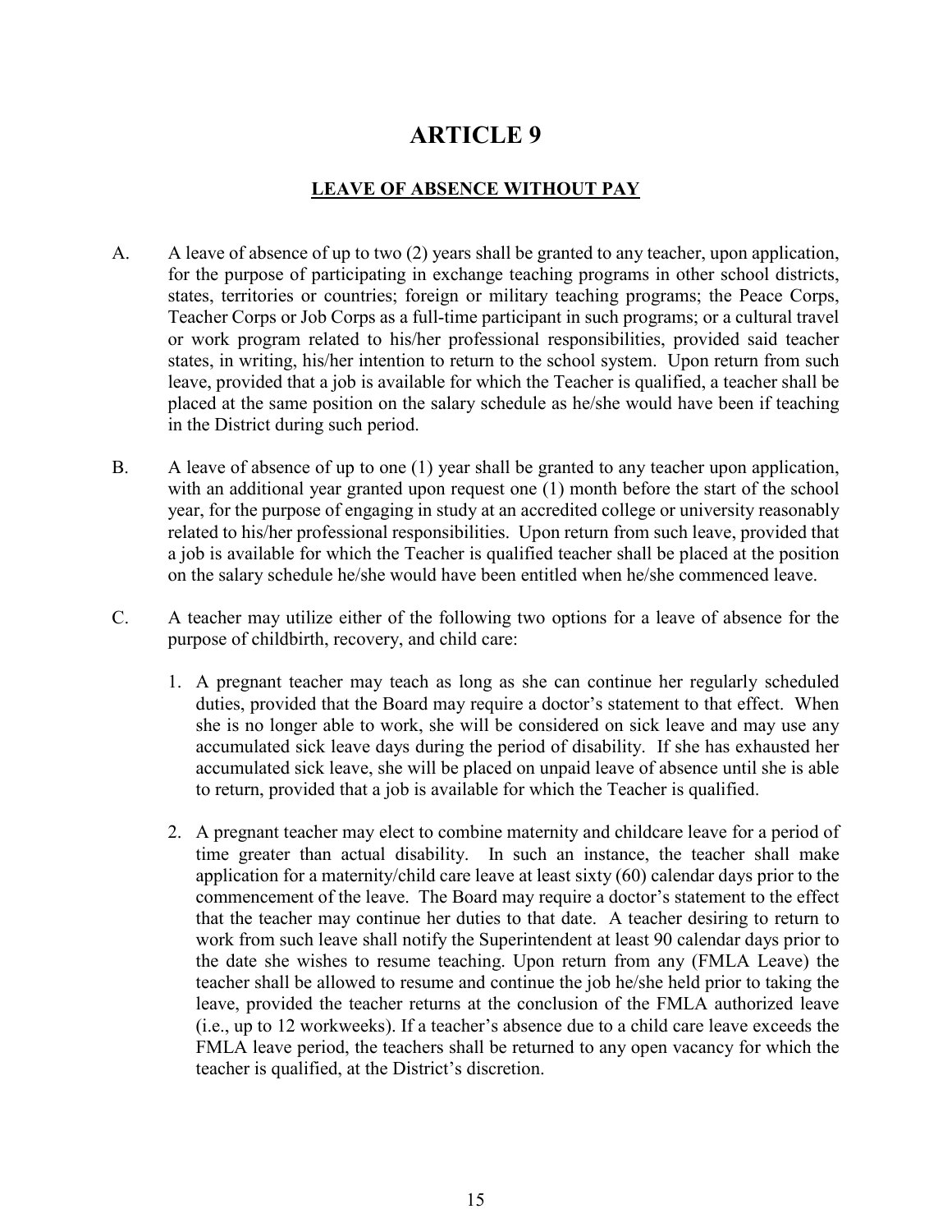# ARTICLE 9

## LEAVE OF ABSENCE WITHOUT PAY

A. A leave of absence of up to two (2) years shall be granted to any teacher, upon application, for the purpose of participating in exchange teaching programs in other school districts, states, territories or countries; foreign or military teaching programs; the Peace Corps, Teacher Corps or Job Corps as a full-time participant in such programs; or a cultural travel or work program related to his/her professional responsibilities, provided said teacher states, in writing, his/her intention to return to the school system. Upon return from such leave, provided that a job is available for which the Teacher is qualified, a teacher shall be placed at the same position on the salary schedule as he/she would have been if teaching in the District during such period.

B. A leave of absence of up to one (1) year shall be granted to any teacher upon application, with an additional year granted upon request one (1) month before the start of the school year, for the purpose of engaging in study at an accredited college or university reasonably related to his/her professional responsibilities. Upon return from such leave, provided that a job is available for which the Teacher is qualified teacher shall be placed at the position on the salary schedule he/she would have been entitled when he/she commenced leave.

C. A teacher may utilize either of the following two options for a leave of absence for the purpose of childbirth, recovery, and child care:

1. A pregnant teacher may teach as long as she can continue her regularly scheduled duties, provided that the Board may require a doctor's statement to that effect. When she is no longer able to work, she will be considered on sick leave and may use any accumulated sick leave days during the period of disability. If she has exhausted her accumulated sick leave, she will be placed on unpaid leave of absence until she is able to return, provided that a job is available for which the Teacher is qualified.

2. A pregnant teacher may elect to combine maternity and childcare leave for a period of time greater than actual disability. In such an instance, the teacher shall make application for a maternity/child care leave at least sixty (60) calendar days prior to the commencement of the leave. The Board may require a doctor's statement to the effect that the teacher may continue her duties to that date. A teacher desiring to return to work from such leave shall notify the Superintendent at least 90 calendar days prior to the date she wishes to resume teaching. Upon return from any (FMLA Leave) the teacher shall be allowed to resume and continue the job he/she held prior to taking the leave, provided the teacher returns at the conclusion of the FMLA authorized leave (i.e., up to 12 workweeks). If a teacher's absence due to a child care leave exceeds the FMLA leave period, the teachers shall be returned to any open vacancy for which the teacher is qualified, at the District's discretion.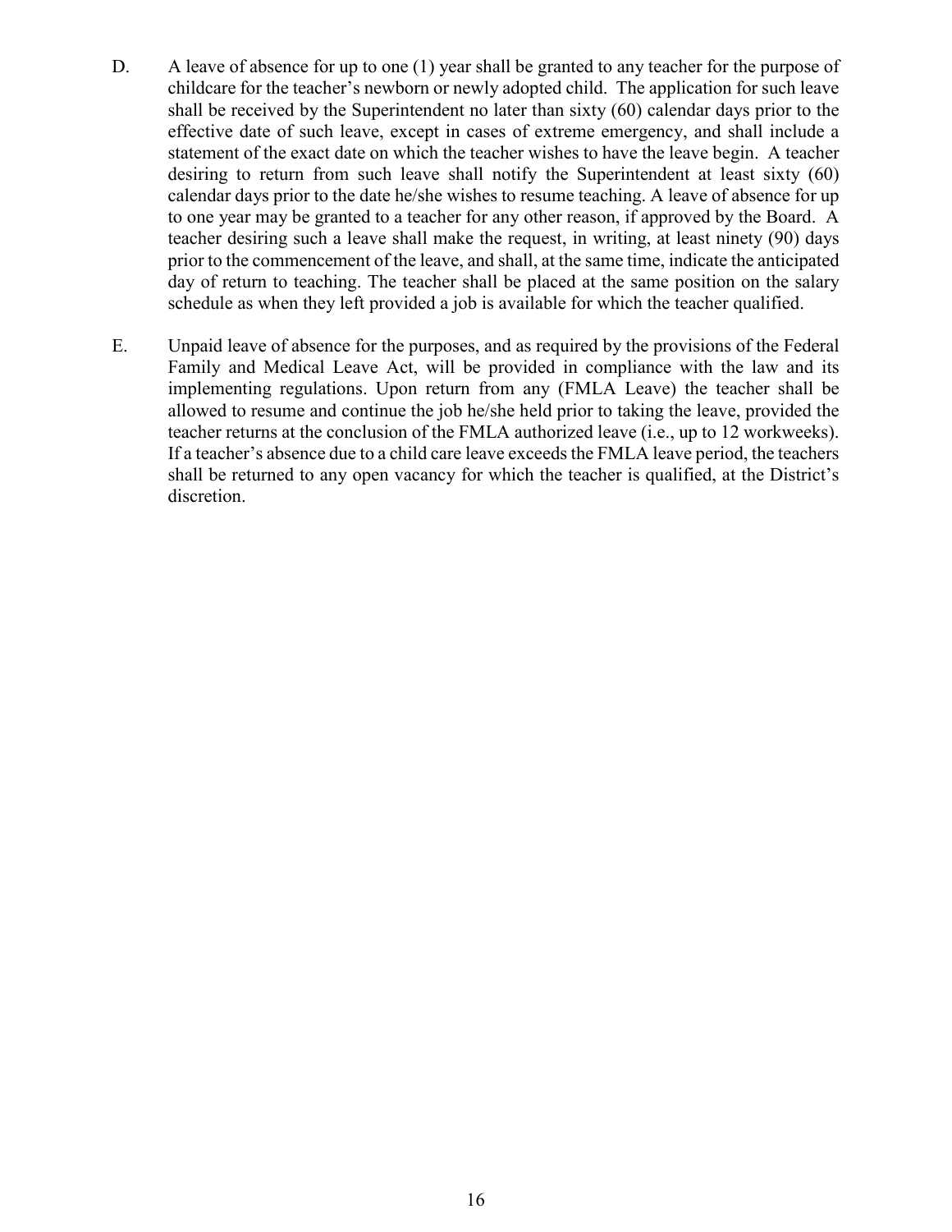D. A leave of absence for up to one (1) year shall be granted to any teacher for the purpose of childcare for the teacher's newborn or newly adopted child. The application for such leave shall be received by the Superintendent no later than sixty (60) calendar days prior to the effective date of such leave, except in cases of extreme emergency, and shall include a statement of the exact date on which the teacher wishes to have the leave begin. A teacher desiring to return from such leave shall notify the Superintendent at least sixty (60) calendar days prior to the date he/she wishes to resume teaching. A leave of absence for up to one year may be granted to a teacher for any other reason, if approved by the Board. A teacher desiring such a leave shall make the request, in writing, at least ninety (90) days prior to the commencement of the leave, and shall, at the same time, indicate the anticipated day of return to teaching. The teacher shall be placed at the same position on the salary schedule as when they left provided a job is available for which the teacher qualified.

E. Unpaid leave of absence for the purposes, and as required by the provisions of the Federal Family and Medical Leave Act, will be provided in compliance with the law and its implementing regulations. Upon return from any (FMLA Leave) the teacher shall be allowed to resume and continue the job he/she held prior to taking the leave, provided the teacher returns at the conclusion of the FMLA authorized leave (i.e., up to 12 workweeks). If a teacher's absence due to a child care leave exceeds the FMLA leave period, the teachers shall be returned to any open vacancy for which the teacher is qualified, at the District's discretion.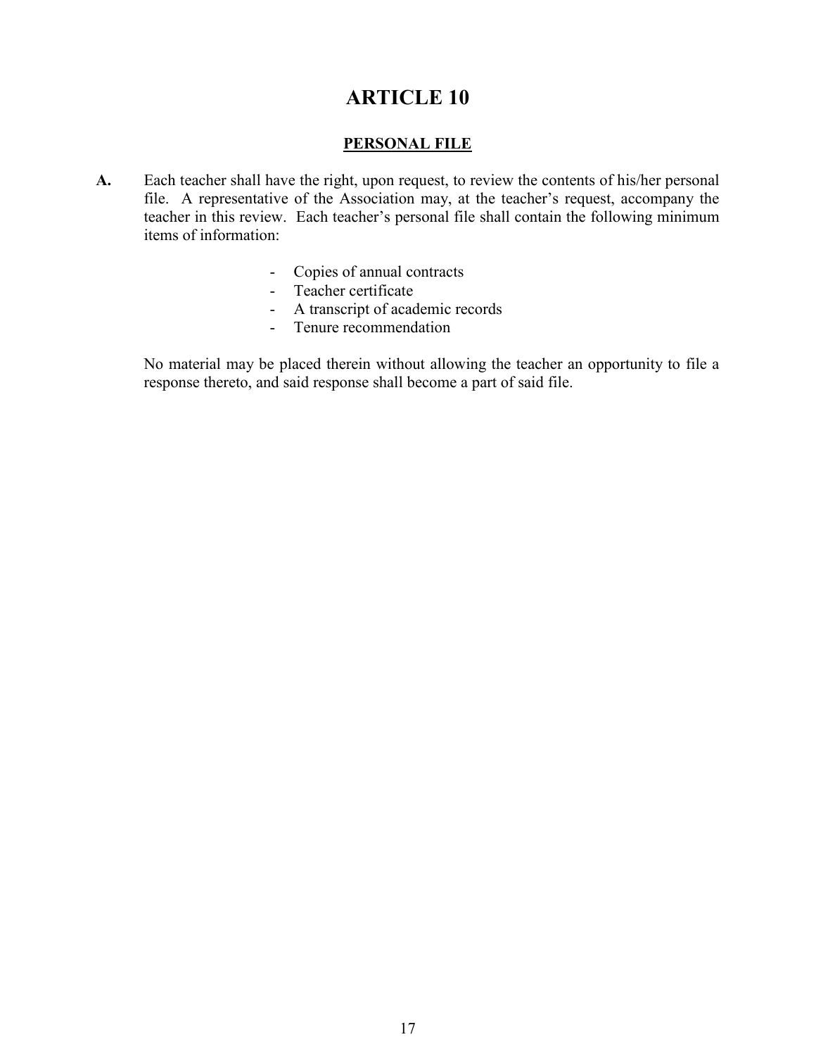# ARTICLE 10

## PERSONAL FILE

**A.** Each teacher shall have the right, upon request, to review the contents of his/her personal file. A representative of the Association may, at the teacher's request, accompany the teacher in this review. Each teacher's personal file shall contain the following minimum items of information:

- Copies of annual contracts
- Teacher certificate
- A transcript of academic records
- Tenure recommendation

No material may be placed therein without allowing the teacher an opportunity to file a response thereto, and said response shall become a part of said file.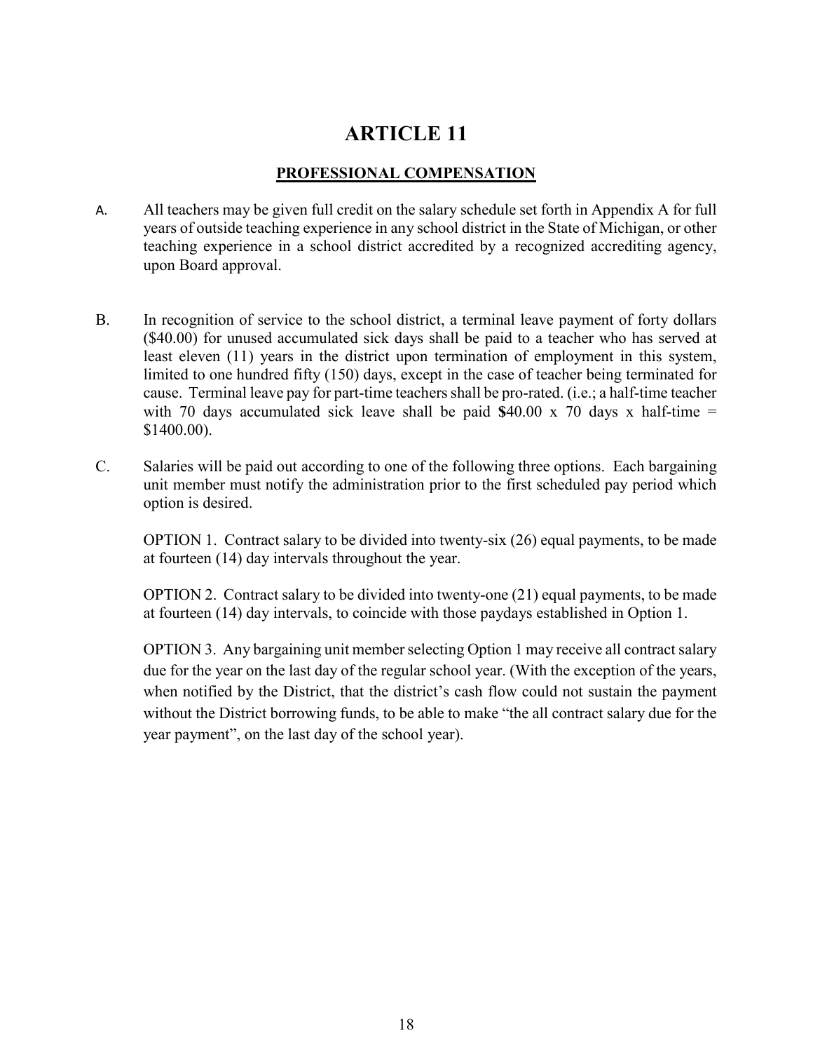# ARTICLE 11

## PROFESSIONAL COMPENSATION

A. All teachers may be given full credit on the salary schedule set forth in Appendix A for full years of outside teaching experience in any school district in the State of Michigan, or other teaching experience in a school district accredited by a recognized accrediting agency, upon Board approval.

B. In recognition of service to the school district, a terminal leave payment of forty dollars ($40.00) for unused accumulated sick days shall be paid to a teacher who has served at least eleven (11) years in the district upon termination of employment in this system, limited to one hundred fifty (150) days, except in the case of teacher being terminated for cause. Terminal leave pay for part-time teachers shall be pro-rated. (i.e.; a half-time teacher with 70 days accumulated sick leave shall be paid $40.00 x 70 days x half-time = $1400.00).

C. Salaries will be paid out according to one of the following three options. Each bargaining unit member must notify the administration prior to the first scheduled pay period which option is desired.

OPTION 1. Contract salary to be divided into twenty-six (26) equal payments, to be made at fourteen (14) day intervals throughout the year.

OPTION 2. Contract salary to be divided into twenty-one (21) equal payments, to be made at fourteen (14) day intervals, to coincide with those paydays established in Option 1.

OPTION 3. Any bargaining unit member selecting Option 1 may receive all contract salary due for the year on the last day of the regular school year. (With the exception of the years, when notified by the District, that the district's cash flow could not sustain the payment without the District borrowing funds, to be able to make "the all contract salary due for the year payment", on the last day of the school year).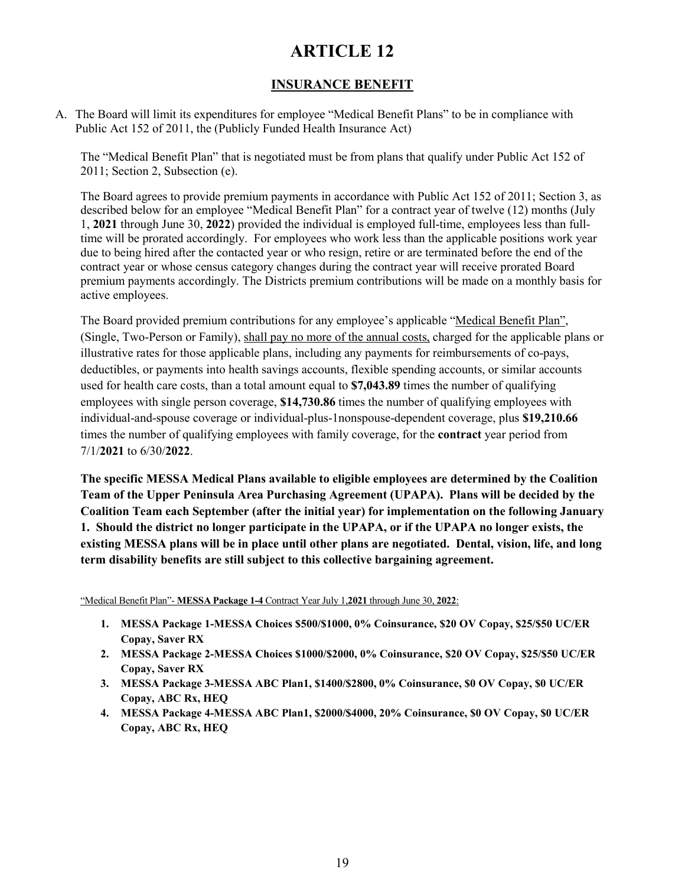# ARTICLE 12

## INSURANCE BENEFIT

A. The Board will limit its expenditures for employee "Medical Benefit Plans" to be in compliance with Public Act 152 of 2011, the (Publicly Funded Health Insurance Act)

The "Medical Benefit Plan" that is negotiated must be from plans that qualify under Public Act 152 of 2011; Section 2, Subsection (e).

The Board agrees to provide premium payments in accordance with Public Act 152 of 2011; Section 3, as described below for an employee "Medical Benefit Plan" for a contract year of twelve (12) months (July 1, **2021** through June 30, **2022**) provided the individual is employed full-time, employees less than full-time will be prorated accordingly. For employees who work less than the applicable positions work year due to being hired after the contacted year or who resign, retire or are terminated before the end of the contract year or whose census category changes during the contract year will receive prorated Board premium payments accordingly. The Districts premium contributions will be made on a monthly basis for active employees.

The Board provided premium contributions for any employee's applicable "Medical Benefit Plan", (Single, Two-Person or Family), shall pay no more of the annual costs, charged for the applicable plans or illustrative rates for those applicable plans, including any payments for reimbursements of co-pays, deductibles, or payments into health savings accounts, flexible spending accounts, or similar accounts used for health care costs, than a total amount equal to **$7,043.89** times the number of qualifying employees with single person coverage, **$14,730.86** times the number of qualifying employees with individual-and-spouse coverage or individual-plus-1nonspouse-dependent coverage, plus **$19,210.66** times the number of qualifying employees with family coverage, for the **contract** year period from 7/1/**2021** to 6/30/**2022**.

**The specific MESSA Medical Plans available to eligible employees are determined by the Coalition Team of the Upper Peninsula Area Purchasing Agreement (UPAPA). Plans will be decided by the Coalition Team each September (after the initial year) for implementation on the following January 1. Should the district no longer participate in the UPAPA, or if the UPAPA no longer exists, the existing MESSA plans will be in place until other plans are negotiated. Dental, vision, life, and long term disability benefits are still subject to this collective bargaining agreement.**

"Medical Benefit Plan"- **MESSA Package 1-4** Contract Year July 1,**2021** through June 30, **2022**:

1. **MESSA Package 1-MESSA Choices $500/$1000, 0% Coinsurance, $20 OV Copay, $25/$50 UC/ER Copay, Saver RX**
2. **MESSA Package 2-MESSA Choices $1000/$2000, 0% Coinsurance, $20 OV Copay, $25/$50 UC/ER Copay, Saver RX**
3. **MESSA Package 3-MESSA ABC Plan1, $1400/$2800, 0% Coinsurance, $0 OV Copay, $0 UC/ER Copay, ABC Rx, HEQ**
4. **MESSA Package 4-MESSA ABC Plan1, $2000/$4000, 20% Coinsurance, $0 OV Copay, $0 UC/ER Copay, ABC Rx, HEQ**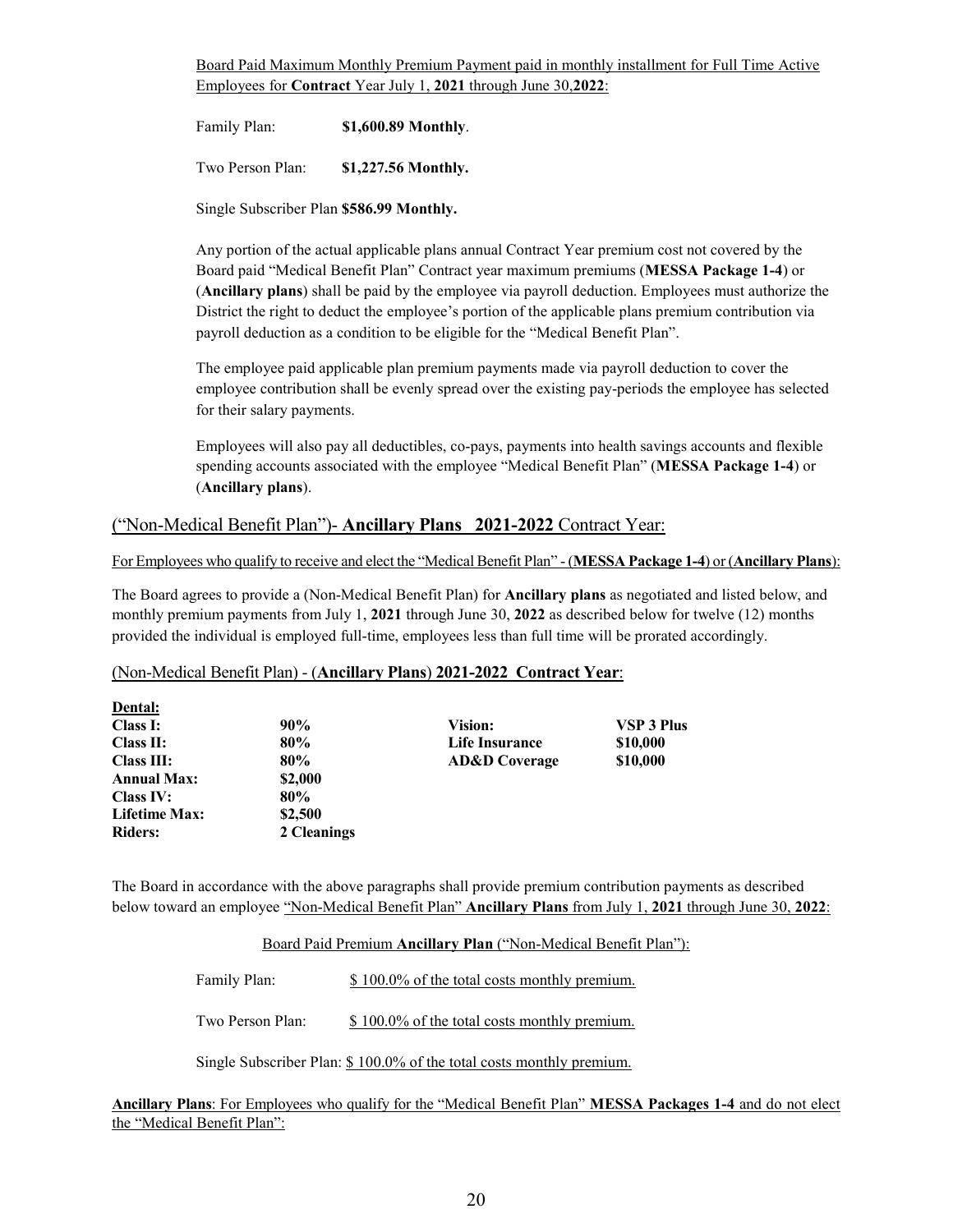<u>Board Paid Maximum Monthly Premium Payment paid in monthly installment for Full Time Active Employees for **Contract** Year July 1, **2021** through June 30,**2022**:</u>

Family Plan: **$1,600.89 Monthly**.

Two Person Plan: **$1,227.56 Monthly.**

Single Subscriber Plan **$586.99 Monthly.**

Any portion of the actual applicable plans annual Contract Year premium cost not covered by the Board paid "Medical Benefit Plan" Contract year maximum premiums (**MESSA Package 1-4**) or (**Ancillary plans**) shall be paid by the employee via payroll deduction. Employees must authorize the District the right to deduct the employee's portion of the applicable plans premium contribution via payroll deduction as a condition to be eligible for the "Medical Benefit Plan".

The employee paid applicable plan premium payments made via payroll deduction to cover the employee contribution shall be evenly spread over the existing pay-periods the employee has selected for their salary payments.

Employees will also pay all deductibles, co-pays, payments into health savings accounts and flexible spending accounts associated with the employee "Medical Benefit Plan" (**MESSA Package 1-4**) or (**Ancillary plans**).

## <u>("Non-Medical Benefit Plan")- **Ancillary Plans 2021-2022** Contract Year:</u>

<u>For Employees who qualify to receive and elect the "Medical Benefit Plan" - (**MESSA Package 1-4**) or (**Ancillary Plans**):</u>

The Board agrees to provide a (Non-Medical Benefit Plan) for **Ancillary plans** as negotiated and listed below, and monthly premium payments from July 1, **2021** through June 30, **2022** as described below for twelve (12) months provided the individual is employed full-time, employees less than full time will be prorated accordingly.

### <u>(Non-Medical Benefit Plan) - (**Ancillary Plans**) **2021-2022 Contract Year**:</u>

| **Dental:** | | | |
|---|---|---|---|
| **Class I:** | **90%** | **Vision:** | **VSP 3 Plus** |
| **Class II:** | **80%** | **Life Insurance** | **$10,000** |
| **Class III:** | **80%** | **AD&D Coverage** | **$10,000** |
| **Annual Max:** | **$2,000** | | |
| **Class IV:** | **80%** | | |
| **Lifetime Max:** | **$2,500** | | |
| **Riders:** | **2 Cleanings** | | |

The Board in accordance with the above paragraphs shall provide premium contribution payments as described below toward an employee <u>"Non-Medical Benefit Plan" **Ancillary Plans** from July 1, **2021** through June 30, **2022**:</u>

<u>Board Paid Premium **Ancillary Plan** ("Non-Medical Benefit Plan"):</u>

Family Plan: <u>$ 100.0% of the total costs monthly premium.</u>

Two Person Plan: <u>$ 100.0% of the total costs monthly premium.</u>

Single Subscriber Plan: <u>$ 100.0% of the total costs monthly premium.</u>

<u>**Ancillary Plans**: For Employees who qualify for the "Medical Benefit Plan" **MESSA Packages 1-4** and do not elect the "Medical Benefit Plan":</u>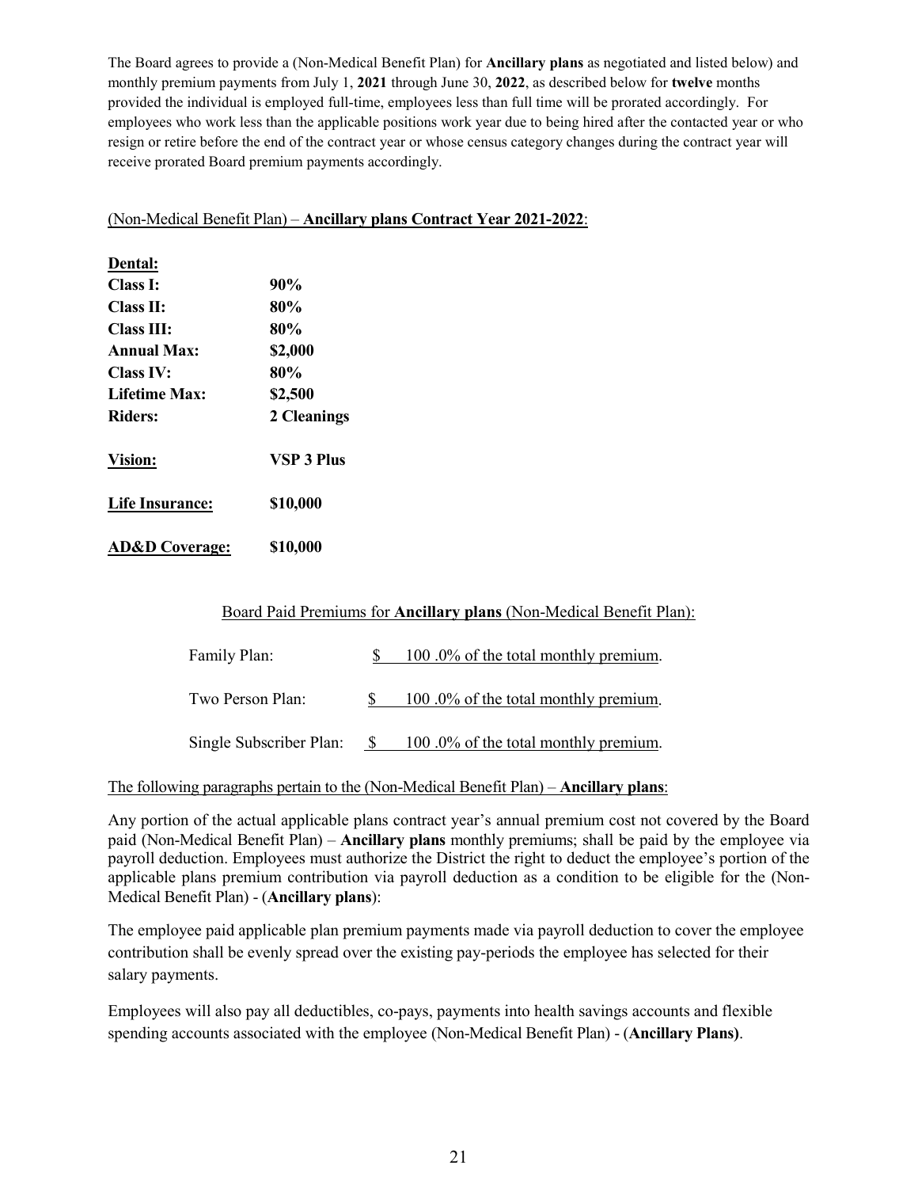The Board agrees to provide a (Non-Medical Benefit Plan) for **Ancillary plans** as negotiated and listed below) and monthly premium payments from July 1, **2021** through June 30, **2022**, as described below for **twelve** months provided the individual is employed full-time, employees less than full time will be prorated accordingly. For employees who work less than the applicable positions work year due to being hired after the contacted year or who resign or retire before the end of the contract year or whose census category changes during the contract year will receive prorated Board premium payments accordingly.

(Non-Medical Benefit Plan) – **Ancillary plans Contract Year 2021-2022**:

| | |
|---|---|
| **Dental:** | |
| **Class I:** | **90%** |
| **Class II:** | **80%** |
| **Class III:** | **80%** |
| **Annual Max:** | **$2,000** |
| **Class IV:** | **80%** |
| **Lifetime Max:** | **$2,500** |
| **Riders:** | **2 Cleanings** |
| **Vision:** | **VSP 3 Plus** |
| **Life Insurance:** | **$10,000** |
| **AD&D Coverage:** | **$10,000** |

Board Paid Premiums for **Ancillary plans** (Non-Medical Benefit Plan):

| | |
|---|---|
| Family Plan: | $ 100 .0% of the total monthly premium. |
| Two Person Plan: | $ 100 .0% of the total monthly premium. |
| Single Subscriber Plan: | $ 100 .0% of the total monthly premium. |

The following paragraphs pertain to the (Non-Medical Benefit Plan) – **Ancillary plans**:

Any portion of the actual applicable plans contract year's annual premium cost not covered by the Board paid (Non-Medical Benefit Plan) – **Ancillary plans** monthly premiums; shall be paid by the employee via payroll deduction. Employees must authorize the District the right to deduct the employee's portion of the applicable plans premium contribution via payroll deduction as a condition to be eligible for the (Non-Medical Benefit Plan) - (**Ancillary plans**):

The employee paid applicable plan premium payments made via payroll deduction to cover the employee contribution shall be evenly spread over the existing pay-periods the employee has selected for their salary payments.

Employees will also pay all deductibles, co-pays, payments into health savings accounts and flexible spending accounts associated with the employee (Non-Medical Benefit Plan) - (**Ancillary Plans)**.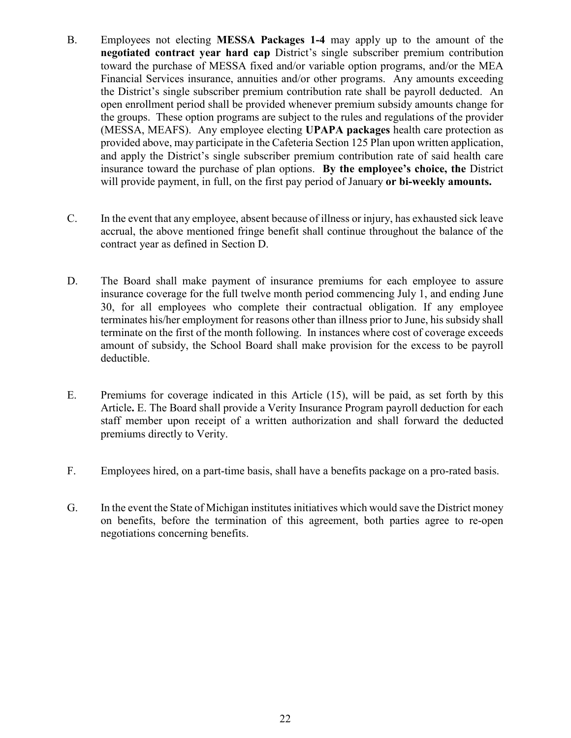B. Employees not electing **MESSA Packages 1-4** may apply up to the amount of the **negotiated contract year hard cap** District's single subscriber premium contribution toward the purchase of MESSA fixed and/or variable option programs, and/or the MEA Financial Services insurance, annuities and/or other programs. Any amounts exceeding the District's single subscriber premium contribution rate shall be payroll deducted. An open enrollment period shall be provided whenever premium subsidy amounts change for the groups. These option programs are subject to the rules and regulations of the provider (MESSA, MEAFS). Any employee electing **UPAPA packages** health care protection as provided above, may participate in the Cafeteria Section 125 Plan upon written application, and apply the District's single subscriber premium contribution rate of said health care insurance toward the purchase of plan options. **By the employee's choice, the** District will provide payment, in full, on the first pay period of January **or bi-weekly amounts.**

C. In the event that any employee, absent because of illness or injury, has exhausted sick leave accrual, the above mentioned fringe benefit shall continue throughout the balance of the contract year as defined in Section D.

D. The Board shall make payment of insurance premiums for each employee to assure insurance coverage for the full twelve month period commencing July 1, and ending June 30, for all employees who complete their contractual obligation. If any employee terminates his/her employment for reasons other than illness prior to June, his subsidy shall terminate on the first of the month following. In instances where cost of coverage exceeds amount of subsidy, the School Board shall make provision for the excess to be payroll deductible.

E. Premiums for coverage indicated in this Article (15), will be paid, as set forth by this Article**.** E. The Board shall provide a Verity Insurance Program payroll deduction for each staff member upon receipt of a written authorization and shall forward the deducted premiums directly to Verity.

F. Employees hired, on a part-time basis, shall have a benefits package on a pro-rated basis.

G. In the event the State of Michigan institutes initiatives which would save the District money on benefits, before the termination of this agreement, both parties agree to re-open negotiations concerning benefits.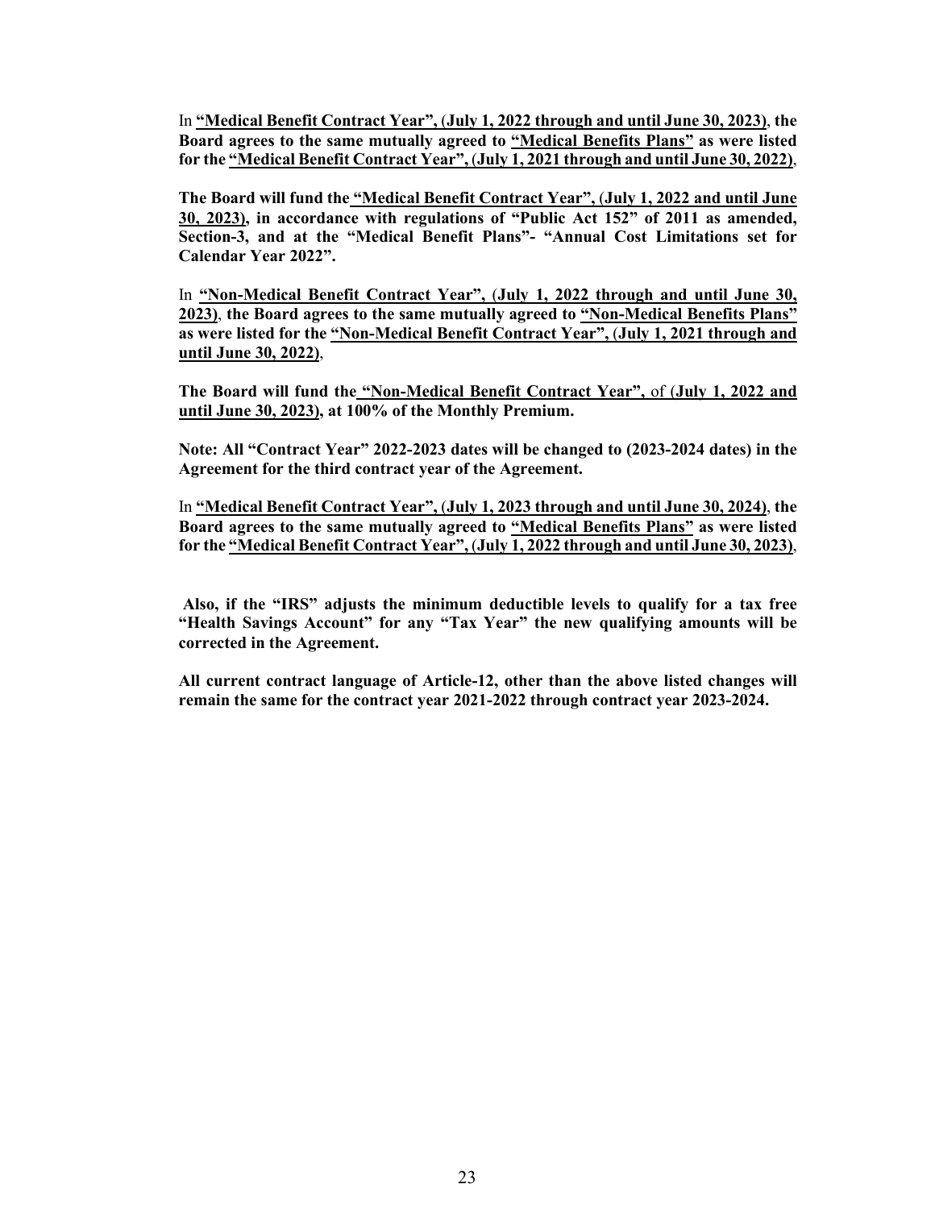In **"Medical Benefit Contract Year", (July 1, 2022 through and until June 30, 2023), the Board agrees to the same mutually agreed to "Medical Benefits Plans" as were listed for the "Medical Benefit Contract Year", (July 1, 2021 through and until June 30, 2022)**,

**The Board will fund the "Medical Benefit Contract Year", (July 1, 2022 and until June 30, 2023), in accordance with regulations of "Public Act 152" of 2011 as amended, Section-3, and at the "Medical Benefit Plans"- "Annual Cost Limitations set for Calendar Year 2022".**

In **"Non-Medical Benefit Contract Year", (July 1, 2022 through and until June 30, 2023), the Board agrees to the same mutually agreed to "Non-Medical Benefits Plans" as were listed for the "Non-Medical Benefit Contract Year", (July 1, 2021 through and until June 30, 2022)**,

**The Board will fund the "Non-Medical Benefit Contract Year",** of (**July 1, 2022 and until June 30, 2023), at 100% of the Monthly Premium.**

**Note: All "Contract Year" 2022-2023 dates will be changed to (2023-2024 dates) in the Agreement for the third contract year of the Agreement.**

In **"Medical Benefit Contract Year", (July 1, 2023 through and until June 30, 2024), the Board agrees to the same mutually agreed to "Medical Benefits Plans" as were listed for the "Medical Benefit Contract Year", (July 1, 2022 through and until June 30, 2023)**,

**Also, if the "IRS" adjusts the minimum deductible levels to qualify for a tax free "Health Savings Account" for any "Tax Year" the new qualifying amounts will be corrected in the Agreement.**

**All current contract language of Article-12, other than the above listed changes will remain the same for the contract year 2021-2022 through contract year 2023-2024.**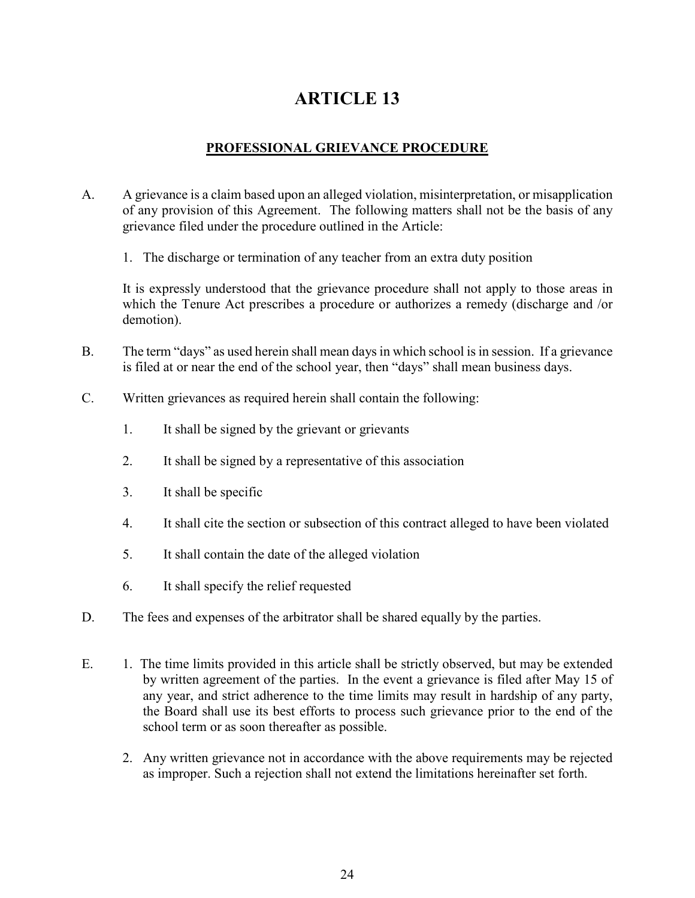# ARTICLE 13

## PROFESSIONAL GRIEVANCE PROCEDURE

A. A grievance is a claim based upon an alleged violation, misinterpretation, or misapplication of any provision of this Agreement. The following matters shall not be the basis of any grievance filed under the procedure outlined in the Article:

   1. The discharge or termination of any teacher from an extra duty position

   It is expressly understood that the grievance procedure shall not apply to those areas in which the Tenure Act prescribes a procedure or authorizes a remedy (discharge and /or demotion).

B. The term "days" as used herein shall mean days in which school is in session. If a grievance is filed at or near the end of the school year, then "days" shall mean business days.

C. Written grievances as required herein shall contain the following:

   1. It shall be signed by the grievant or grievants
   2. It shall be signed by a representative of this association
   3. It shall be specific
   4. It shall cite the section or subsection of this contract alleged to have been violated
   5. It shall contain the date of the alleged violation
   6. It shall specify the relief requested

D. The fees and expenses of the arbitrator shall be shared equally by the parties.

E. 1. The time limits provided in this article shall be strictly observed, but may be extended by written agreement of the parties. In the event a grievance is filed after May 15 of any year, and strict adherence to the time limits may result in hardship of any party, the Board shall use its best efforts to process such grievance prior to the end of the school term or as soon thereafter as possible.

   2. Any written grievance not in accordance with the above requirements may be rejected as improper. Such a rejection shall not extend the limitations hereinafter set forth.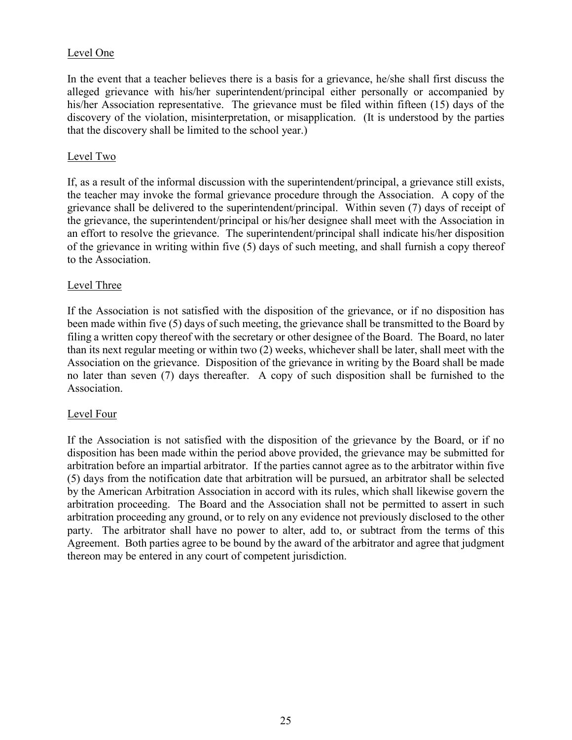Level One

In the event that a teacher believes there is a basis for a grievance, he/she shall first discuss the alleged grievance with his/her superintendent/principal either personally or accompanied by his/her Association representative. The grievance must be filed within fifteen (15) days of the discovery of the violation, misinterpretation, or misapplication. (It is understood by the parties that the discovery shall be limited to the school year.)

Level Two

If, as a result of the informal discussion with the superintendent/principal, a grievance still exists, the teacher may invoke the formal grievance procedure through the Association. A copy of the grievance shall be delivered to the superintendent/principal. Within seven (7) days of receipt of the grievance, the superintendent/principal or his/her designee shall meet with the Association in an effort to resolve the grievance. The superintendent/principal shall indicate his/her disposition of the grievance in writing within five (5) days of such meeting, and shall furnish a copy thereof to the Association.

Level Three

If the Association is not satisfied with the disposition of the grievance, or if no disposition has been made within five (5) days of such meeting, the grievance shall be transmitted to the Board by filing a written copy thereof with the secretary or other designee of the Board. The Board, no later than its next regular meeting or within two (2) weeks, whichever shall be later, shall meet with the Association on the grievance. Disposition of the grievance in writing by the Board shall be made no later than seven (7) days thereafter. A copy of such disposition shall be furnished to the Association.

Level Four

If the Association is not satisfied with the disposition of the grievance by the Board, or if no disposition has been made within the period above provided, the grievance may be submitted for arbitration before an impartial arbitrator. If the parties cannot agree as to the arbitrator within five (5) days from the notification date that arbitration will be pursued, an arbitrator shall be selected by the American Arbitration Association in accord with its rules, which shall likewise govern the arbitration proceeding. The Board and the Association shall not be permitted to assert in such arbitration proceeding any ground, or to rely on any evidence not previously disclosed to the other party. The arbitrator shall have no power to alter, add to, or subtract from the terms of this Agreement. Both parties agree to be bound by the award of the arbitrator and agree that judgment thereon may be entered in any court of competent jurisdiction.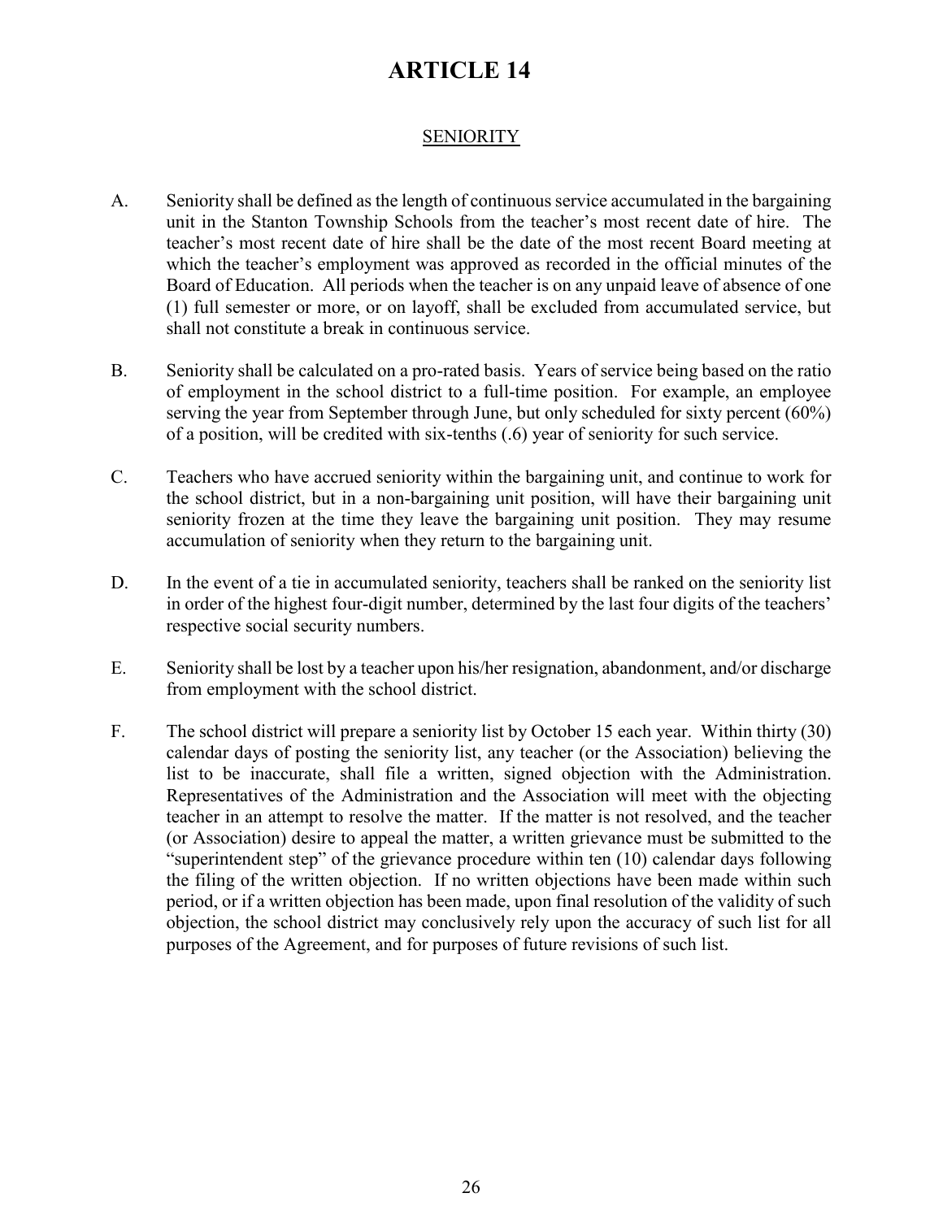# ARTICLE 14

## SENIORITY

A. Seniority shall be defined as the length of continuous service accumulated in the bargaining unit in the Stanton Township Schools from the teacher's most recent date of hire. The teacher's most recent date of hire shall be the date of the most recent Board meeting at which the teacher's employment was approved as recorded in the official minutes of the Board of Education. All periods when the teacher is on any unpaid leave of absence of one (1) full semester or more, or on layoff, shall be excluded from accumulated service, but shall not constitute a break in continuous service.

B. Seniority shall be calculated on a pro-rated basis. Years of service being based on the ratio of employment in the school district to a full-time position. For example, an employee serving the year from September through June, but only scheduled for sixty percent (60%) of a position, will be credited with six-tenths (.6) year of seniority for such service.

C. Teachers who have accrued seniority within the bargaining unit, and continue to work for the school district, but in a non-bargaining unit position, will have their bargaining unit seniority frozen at the time they leave the bargaining unit position. They may resume accumulation of seniority when they return to the bargaining unit.

D. In the event of a tie in accumulated seniority, teachers shall be ranked on the seniority list in order of the highest four-digit number, determined by the last four digits of the teachers' respective social security numbers.

E. Seniority shall be lost by a teacher upon his/her resignation, abandonment, and/or discharge from employment with the school district.

F. The school district will prepare a seniority list by October 15 each year. Within thirty (30) calendar days of posting the seniority list, any teacher (or the Association) believing the list to be inaccurate, shall file a written, signed objection with the Administration. Representatives of the Administration and the Association will meet with the objecting teacher in an attempt to resolve the matter. If the matter is not resolved, and the teacher (or Association) desire to appeal the matter, a written grievance must be submitted to the "superintendent step" of the grievance procedure within ten (10) calendar days following the filing of the written objection. If no written objections have been made within such period, or if a written objection has been made, upon final resolution of the validity of such objection, the school district may conclusively rely upon the accuracy of such list for all purposes of the Agreement, and for purposes of future revisions of such list.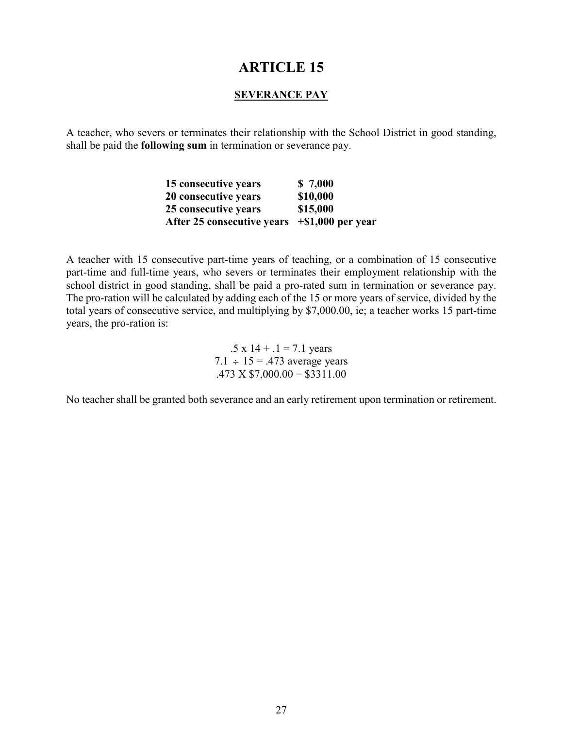# ARTICLE 15

## SEVERANCE PAY

A teacher, who severs or terminates their relationship with the School District in good standing, shall be paid the **following sum** in termination or severance pay.

| | |
|---|---|
| **15 consecutive years** | **$ 7,000** |
| **20 consecutive years** | **$10,000** |
| **25 consecutive years** | **$15,000** |
| **After 25 consecutive years** | **+$1,000 per year** |

A teacher with 15 consecutive part-time years of teaching, or a combination of 15 consecutive part-time and full-time years, who severs or terminates their employment relationship with the school district in good standing, shall be paid a pro-rated sum in termination or severance pay. The pro-ration will be calculated by adding each of the 15 or more years of service, divided by the total years of consecutive service, and multiplying by $7,000.00, ie; a teacher works 15 part-time years, the pro-ration is:

$$.5 \times 14 + .1 = 7.1 \text{ years}$$
$$7.1 \div 15 = .473 \text{ average years}$$
$$.473 \times \$7,000.00 = \$3311.00$$

No teacher shall be granted both severance and an early retirement upon termination or retirement.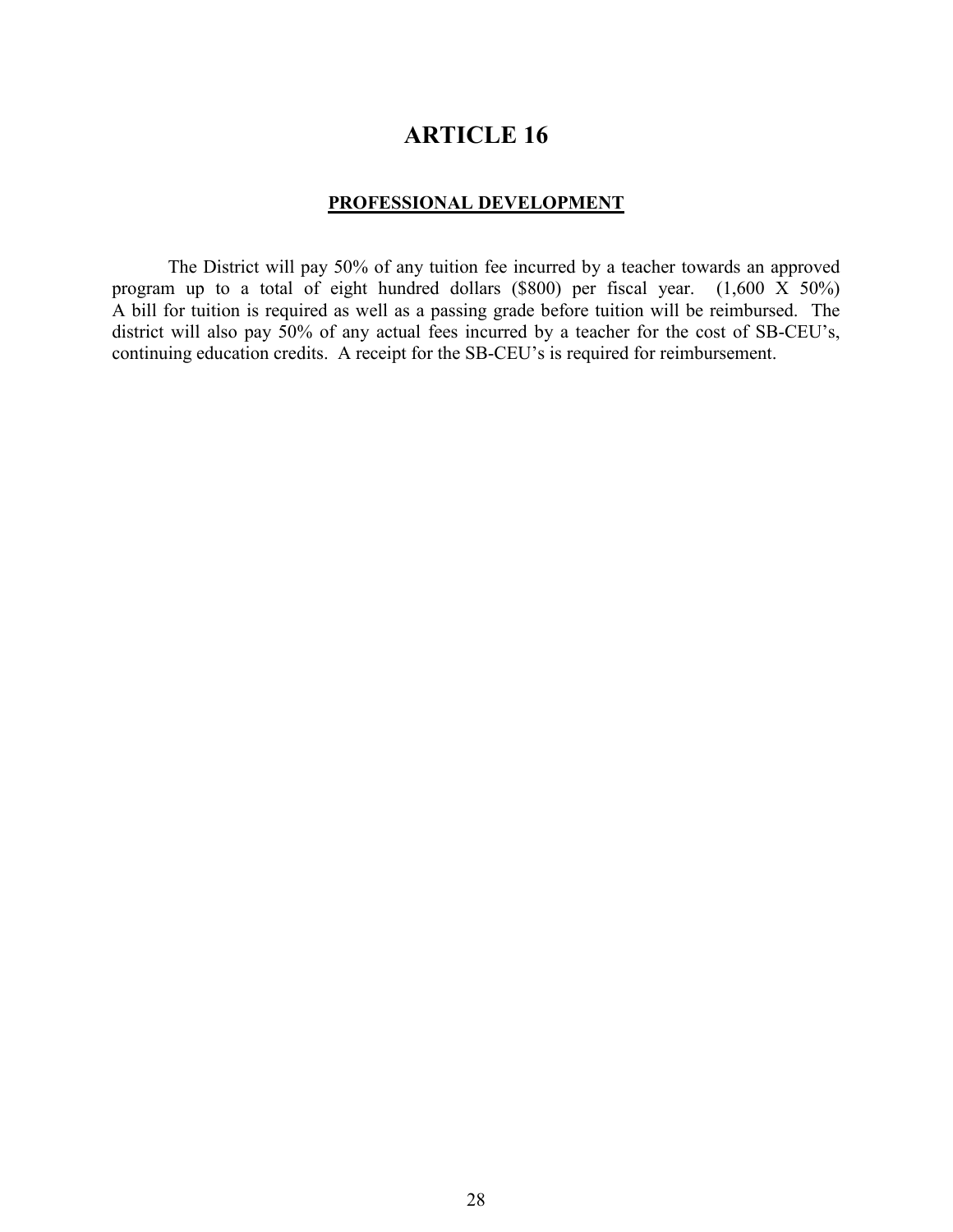# ARTICLE 16

## PROFESSIONAL DEVELOPMENT

The District will pay 50% of any tuition fee incurred by a teacher towards an approved program up to a total of eight hundred dollars ($800) per fiscal year. (1,600 X 50%) A bill for tuition is required as well as a passing grade before tuition will be reimbursed. The district will also pay 50% of any actual fees incurred by a teacher for the cost of SB-CEU's, continuing education credits. A receipt for the SB-CEU's is required for reimbursement.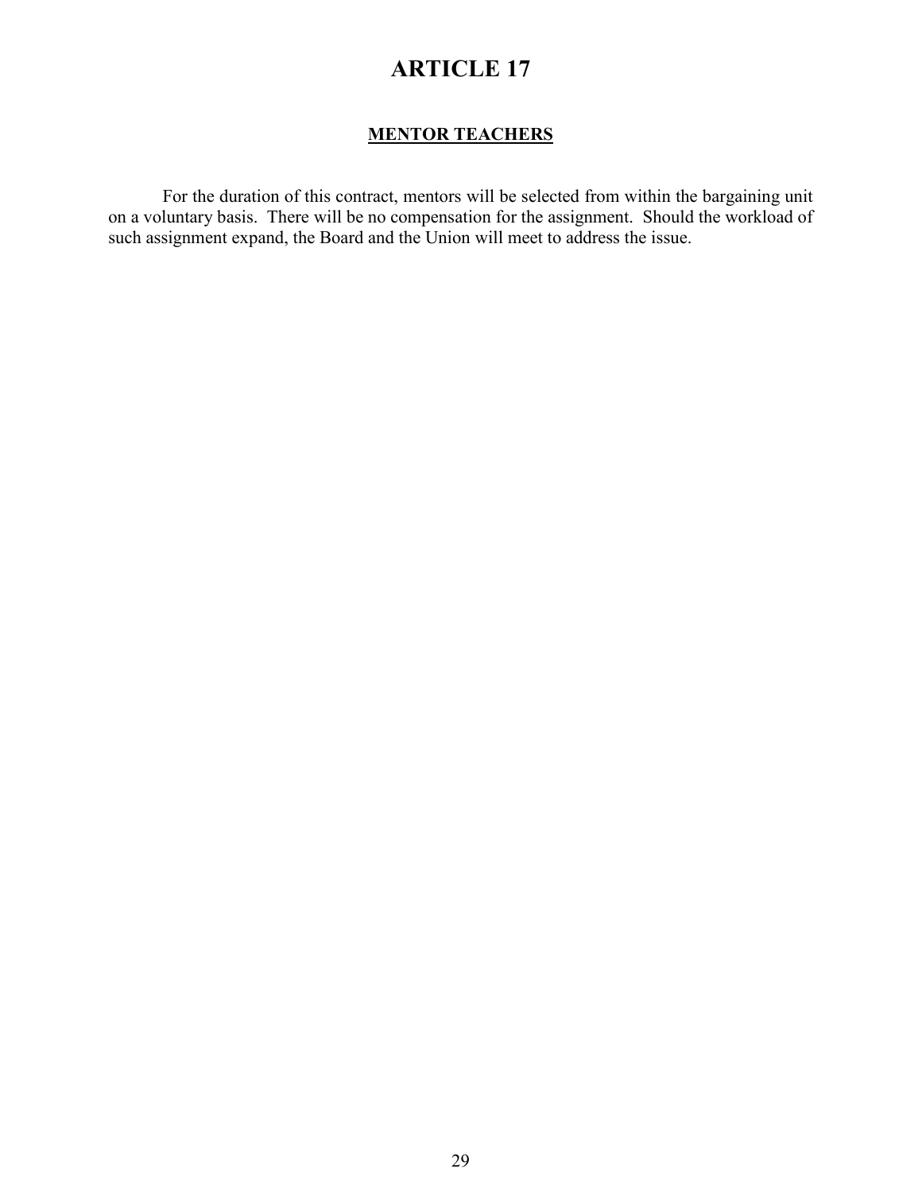# ARTICLE 17

## MENTOR TEACHERS

For the duration of this contract, mentors will be selected from within the bargaining unit on a voluntary basis. There will be no compensation for the assignment. Should the workload of such assignment expand, the Board and the Union will meet to address the issue.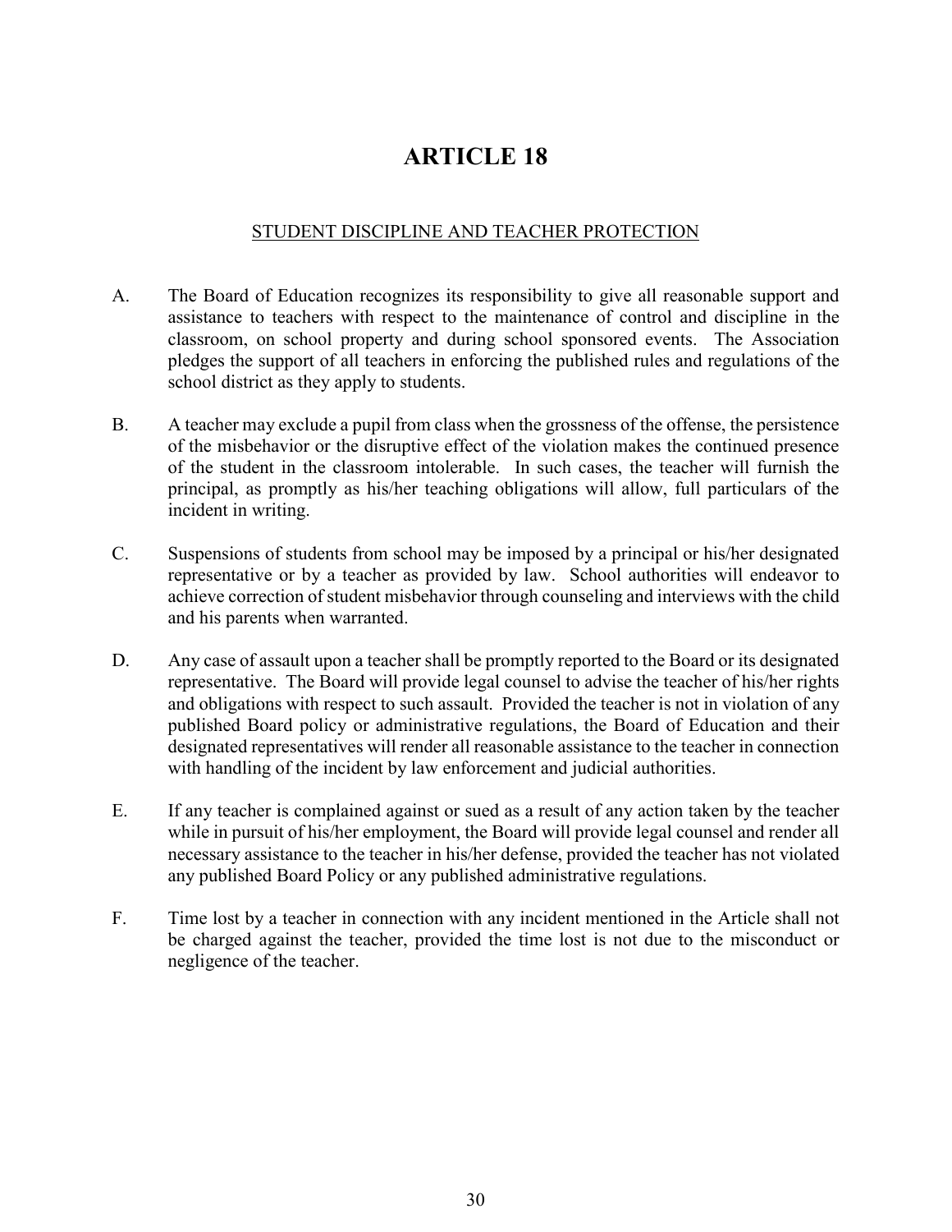# ARTICLE 18

## STUDENT DISCIPLINE AND TEACHER PROTECTION

A. The Board of Education recognizes its responsibility to give all reasonable support and assistance to teachers with respect to the maintenance of control and discipline in the classroom, on school property and during school sponsored events. The Association pledges the support of all teachers in enforcing the published rules and regulations of the school district as they apply to students.

B. A teacher may exclude a pupil from class when the grossness of the offense, the persistence of the misbehavior or the disruptive effect of the violation makes the continued presence of the student in the classroom intolerable. In such cases, the teacher will furnish the principal, as promptly as his/her teaching obligations will allow, full particulars of the incident in writing.

C. Suspensions of students from school may be imposed by a principal or his/her designated representative or by a teacher as provided by law. School authorities will endeavor to achieve correction of student misbehavior through counseling and interviews with the child and his parents when warranted.

D. Any case of assault upon a teacher shall be promptly reported to the Board or its designated representative. The Board will provide legal counsel to advise the teacher of his/her rights and obligations with respect to such assault. Provided the teacher is not in violation of any published Board policy or administrative regulations, the Board of Education and their designated representatives will render all reasonable assistance to the teacher in connection with handling of the incident by law enforcement and judicial authorities.

E. If any teacher is complained against or sued as a result of any action taken by the teacher while in pursuit of his/her employment, the Board will provide legal counsel and render all necessary assistance to the teacher in his/her defense, provided the teacher has not violated any published Board Policy or any published administrative regulations.

F. Time lost by a teacher in connection with any incident mentioned in the Article shall not be charged against the teacher, provided the time lost is not due to the misconduct or negligence of the teacher.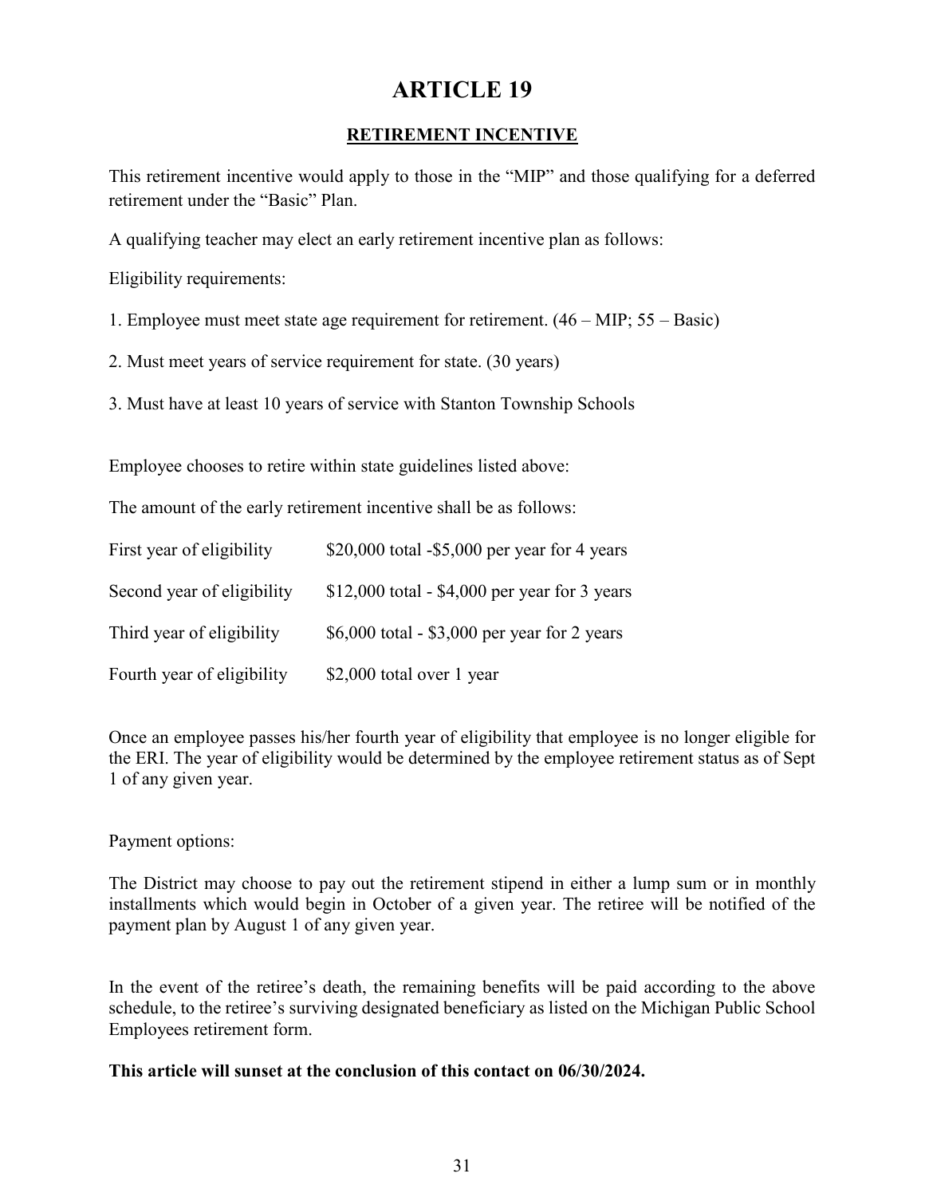# ARTICLE 19

## RETIREMENT INCENTIVE

This retirement incentive would apply to those in the "MIP" and those qualifying for a deferred retirement under the "Basic" Plan.

A qualifying teacher may elect an early retirement incentive plan as follows:

Eligibility requirements:

1. Employee must meet state age requirement for retirement. (46 – MIP; 55 – Basic)

2. Must meet years of service requirement for state. (30 years)

3. Must have at least 10 years of service with Stanton Township Schools

Employee chooses to retire within state guidelines listed above:

The amount of the early retirement incentive shall be as follows:

| | |
|---|---|
| First year of eligibility | $20,000 total -$5,000 per year for 4 years |
| Second year of eligibility | $12,000 total - $4,000 per year for 3 years |
| Third year of eligibility | $6,000 total - $3,000 per year for 2 years |
| Fourth year of eligibility | $2,000 total over 1 year |

Once an employee passes his/her fourth year of eligibility that employee is no longer eligible for the ERI. The year of eligibility would be determined by the employee retirement status as of Sept 1 of any given year.

Payment options:

The District may choose to pay out the retirement stipend in either a lump sum or in monthly installments which would begin in October of a given year. The retiree will be notified of the payment plan by August 1 of any given year.

In the event of the retiree's death, the remaining benefits will be paid according to the above schedule, to the retiree's surviving designated beneficiary as listed on the Michigan Public School Employees retirement form.

**This article will sunset at the conclusion of this contact on 06/30/2024.**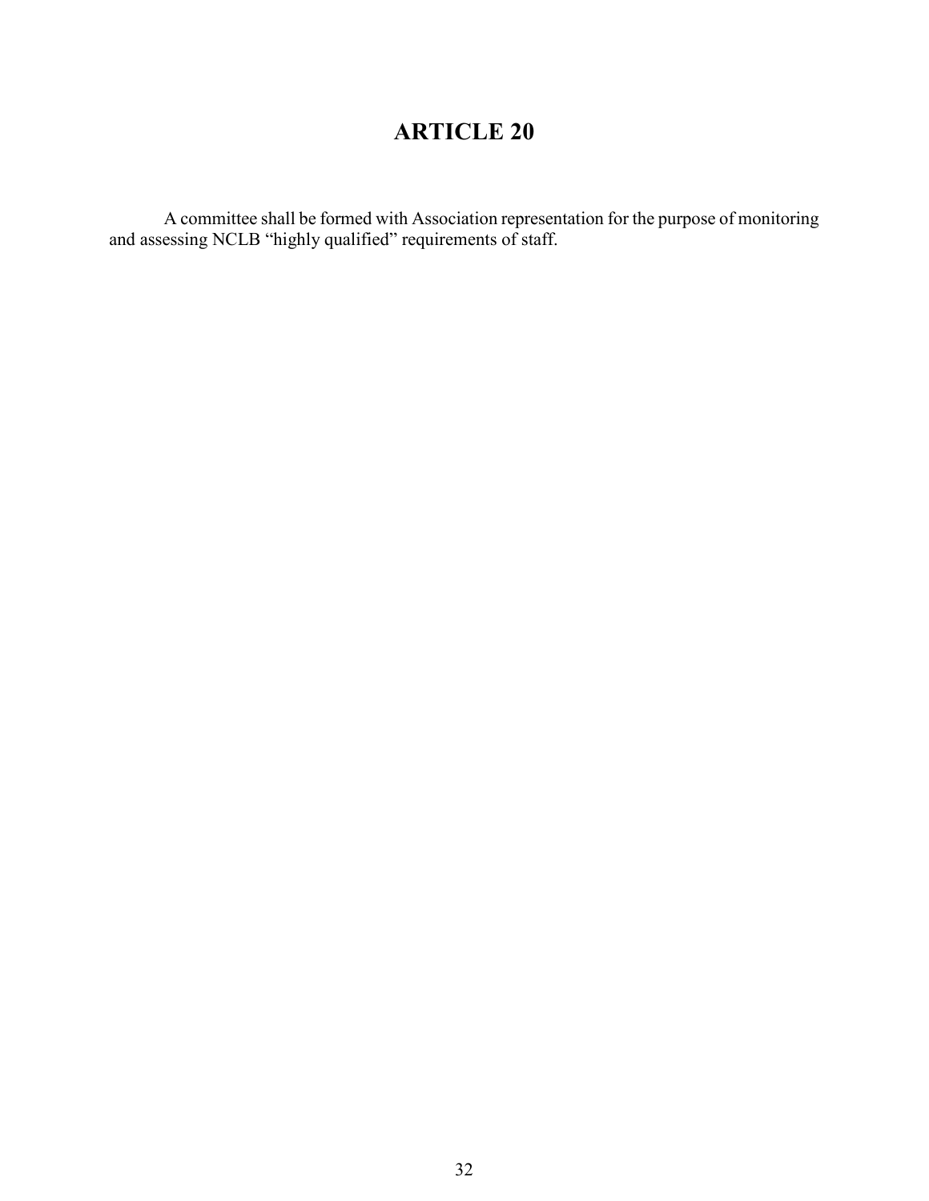# ARTICLE 20

A committee shall be formed with Association representation for the purpose of monitoring and assessing NCLB "highly qualified" requirements of staff.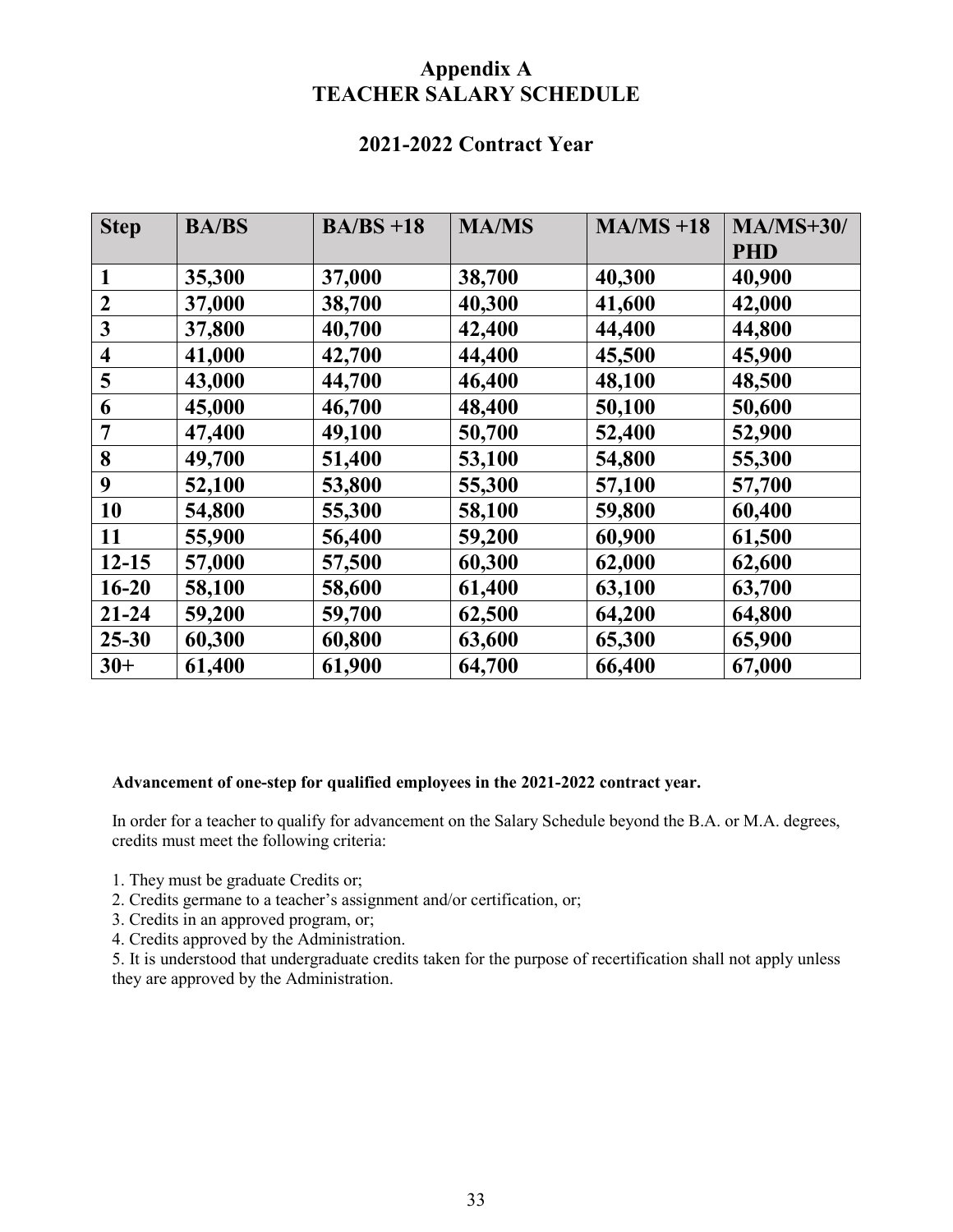# Appendix A
# TEACHER SALARY SCHEDULE

## 2021-2022 Contract Year

| Step | BA/BS | BA/BS +18 | MA/MS | MA/MS +18 | MA/MS+30/ PHD |
|---|---|---|---|---|---|
| 1 | 35,300 | 37,000 | 38,700 | 40,300 | 40,900 |
| 2 | 37,000 | 38,700 | 40,300 | 41,600 | 42,000 |
| 3 | 37,800 | 40,700 | 42,400 | 44,400 | 44,800 |
| 4 | 41,000 | 42,700 | 44,400 | 45,500 | 45,900 |
| 5 | 43,000 | 44,700 | 46,400 | 48,100 | 48,500 |
| 6 | 45,000 | 46,700 | 48,400 | 50,100 | 50,600 |
| 7 | 47,400 | 49,100 | 50,700 | 52,400 | 52,900 |
| 8 | 49,700 | 51,400 | 53,100 | 54,800 | 55,300 |
| 9 | 52,100 | 53,800 | 55,300 | 57,100 | 57,700 |
| 10 | 54,800 | 55,300 | 58,100 | 59,800 | 60,400 |
| 11 | 55,900 | 56,400 | 59,200 | 60,900 | 61,500 |
| 12-15 | 57,000 | 57,500 | 60,300 | 62,000 | 62,600 |
| 16-20 | 58,100 | 58,600 | 61,400 | 63,100 | 63,700 |
| 21-24 | 59,200 | 59,700 | 62,500 | 64,200 | 64,800 |
| 25-30 | 60,300 | 60,800 | 63,600 | 65,300 | 65,900 |
| 30+ | 61,400 | 61,900 | 64,700 | 66,400 | 67,000 |

**Advancement of one-step for qualified employees in the 2021-2022 contract year.**

In order for a teacher to qualify for advancement on the Salary Schedule beyond the B.A. or M.A. degrees, credits must meet the following criteria:

1. They must be graduate Credits or;
2. Credits germane to a teacher's assignment and/or certification, or;
3. Credits in an approved program, or;
4. Credits approved by the Administration.
5. It is understood that undergraduate credits taken for the purpose of recertification shall not apply unless they are approved by the Administration.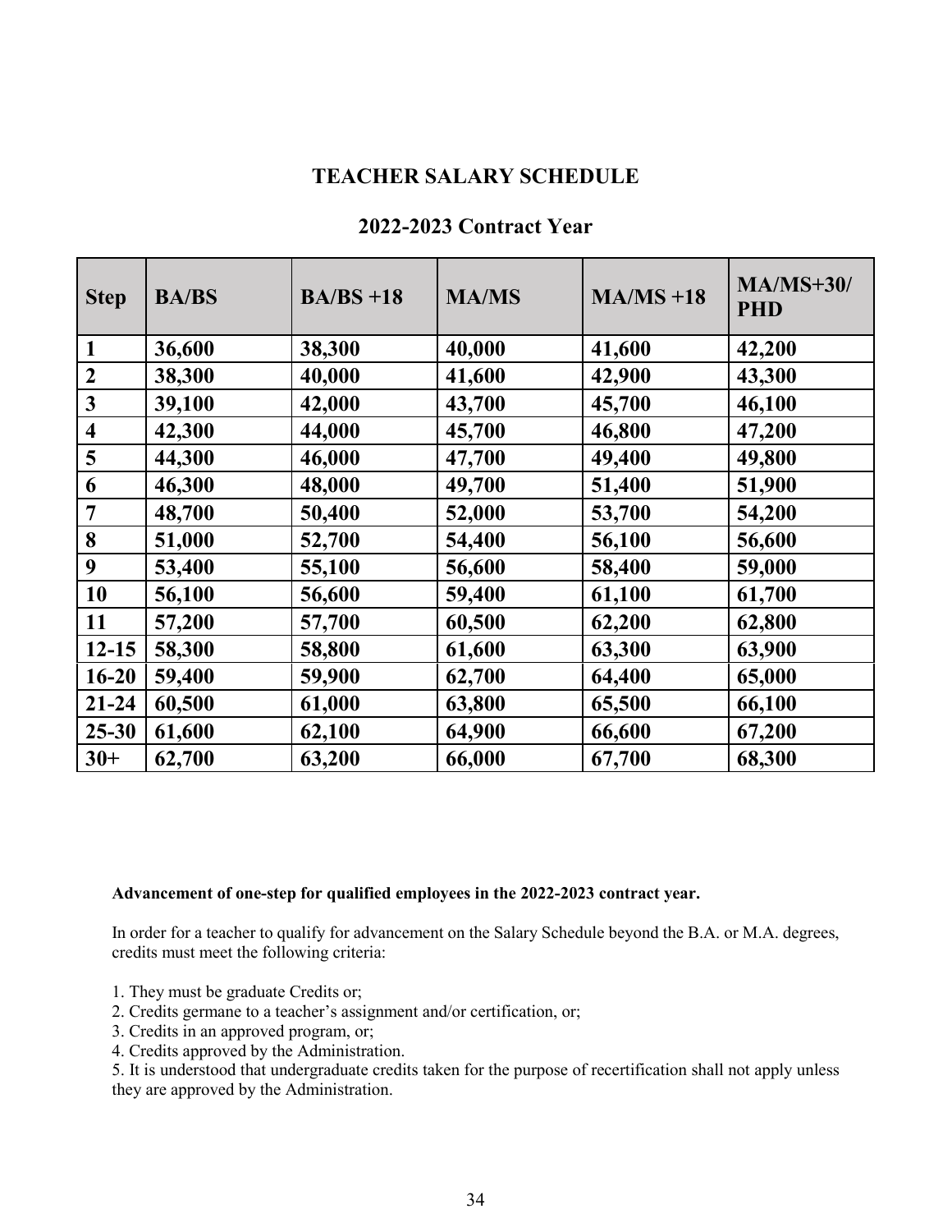# TEACHER SALARY SCHEDULE

## 2022-2023 Contract Year

| Step | BA/BS | BA/BS +18 | MA/MS | MA/MS +18 | MA/MS+30/ PHD |
|---|---|---|---|---|---|
| 1 | 36,600 | 38,300 | 40,000 | 41,600 | 42,200 |
| 2 | 38,300 | 40,000 | 41,600 | 42,900 | 43,300 |
| 3 | 39,100 | 42,000 | 43,700 | 45,700 | 46,100 |
| 4 | 42,300 | 44,000 | 45,700 | 46,800 | 47,200 |
| 5 | 44,300 | 46,000 | 47,700 | 49,400 | 49,800 |
| 6 | 46,300 | 48,000 | 49,700 | 51,400 | 51,900 |
| 7 | 48,700 | 50,400 | 52,000 | 53,700 | 54,200 |
| 8 | 51,000 | 52,700 | 54,400 | 56,100 | 56,600 |
| 9 | 53,400 | 55,100 | 56,600 | 58,400 | 59,000 |
| 10 | 56,100 | 56,600 | 59,400 | 61,100 | 61,700 |
| 11 | 57,200 | 57,700 | 60,500 | 62,200 | 62,800 |
| 12-15 | 58,300 | 58,800 | 61,600 | 63,300 | 63,900 |
| 16-20 | 59,400 | 59,900 | 62,700 | 64,400 | 65,000 |
| 21-24 | 60,500 | 61,000 | 63,800 | 65,500 | 66,100 |
| 25-30 | 61,600 | 62,100 | 64,900 | 66,600 | 67,200 |
| 30+ | 62,700 | 63,200 | 66,000 | 67,700 | 68,300 |

**Advancement of one-step for qualified employees in the 2022-2023 contract year.**

In order for a teacher to qualify for advancement on the Salary Schedule beyond the B.A. or M.A. degrees, credits must meet the following criteria:

1. They must be graduate Credits or;
2. Credits germane to a teacher's assignment and/or certification, or;
3. Credits in an approved program, or;
4. Credits approved by the Administration.
5. It is understood that undergraduate credits taken for the purpose of recertification shall not apply unless they are approved by the Administration.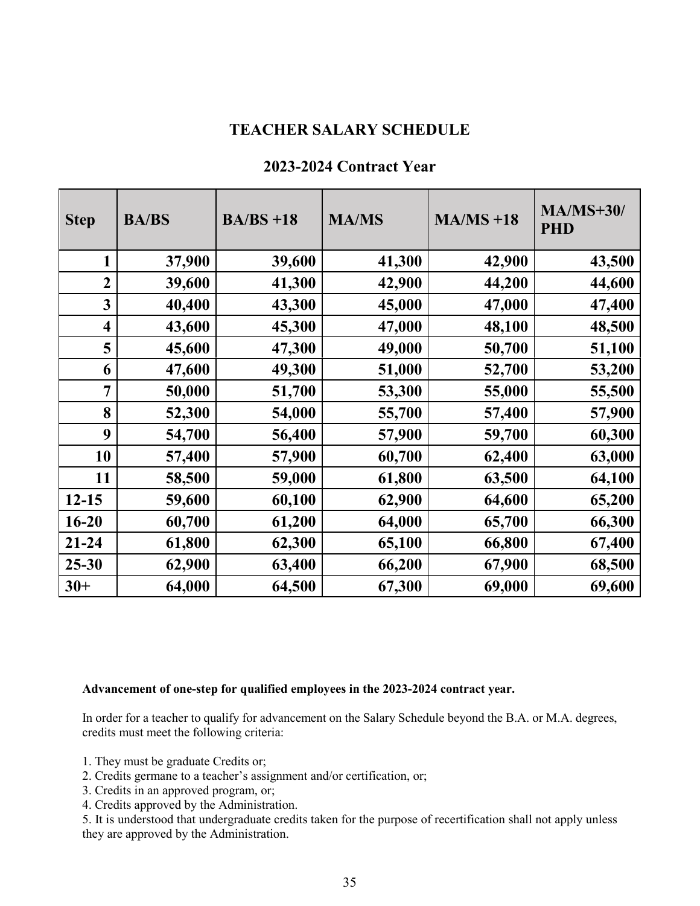## TEACHER SALARY SCHEDULE

### 2023-2024 Contract Year

| Step | BA/BS | BA/BS +18 | MA/MS | MA/MS +18 | MA/MS+30/ PHD |
|---|---|---|---|---|---|
| 1 | 37,900 | 39,600 | 41,300 | 42,900 | 43,500 |
| 2 | 39,600 | 41,300 | 42,900 | 44,200 | 44,600 |
| 3 | 40,400 | 43,300 | 45,000 | 47,000 | 47,400 |
| 4 | 43,600 | 45,300 | 47,000 | 48,100 | 48,500 |
| 5 | 45,600 | 47,300 | 49,000 | 50,700 | 51,100 |
| 6 | 47,600 | 49,300 | 51,000 | 52,700 | 53,200 |
| 7 | 50,000 | 51,700 | 53,300 | 55,000 | 55,500 |
| 8 | 52,300 | 54,000 | 55,700 | 57,400 | 57,900 |
| 9 | 54,700 | 56,400 | 57,900 | 59,700 | 60,300 |
| 10 | 57,400 | 57,900 | 60,700 | 62,400 | 63,000 |
| 11 | 58,500 | 59,000 | 61,800 | 63,500 | 64,100 |
| 12-15 | 59,600 | 60,100 | 62,900 | 64,600 | 65,200 |
| 16-20 | 60,700 | 61,200 | 64,000 | 65,700 | 66,300 |
| 21-24 | 61,800 | 62,300 | 65,100 | 66,800 | 67,400 |
| 25-30 | 62,900 | 63,400 | 66,200 | 67,900 | 68,500 |
| 30+ | 64,000 | 64,500 | 67,300 | 69,000 | 69,600 |

**Advancement of one-step for qualified employees in the 2023-2024 contract year.**

In order for a teacher to qualify for advancement on the Salary Schedule beyond the B.A. or M.A. degrees, credits must meet the following criteria:

1. They must be graduate Credits or;
2. Credits germane to a teacher's assignment and/or certification, or;
3. Credits in an approved program, or;
4. Credits approved by the Administration.
5. It is understood that undergraduate credits taken for the purpose of recertification shall not apply unless they are approved by the Administration.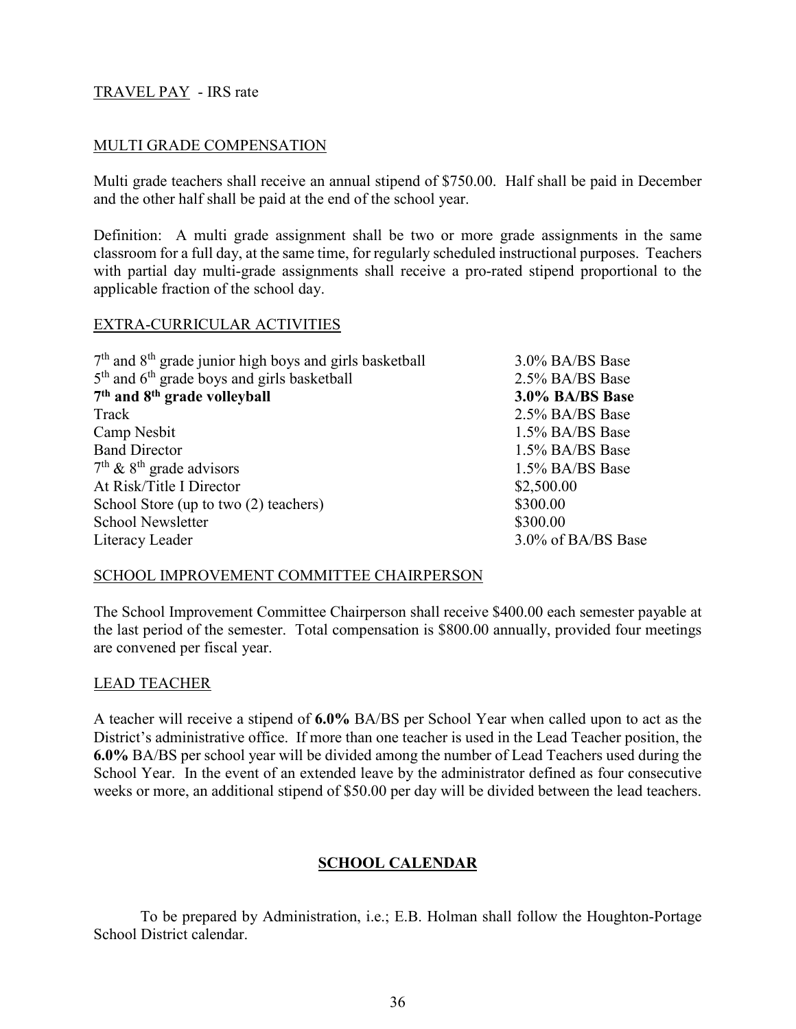TRAVEL PAY - IRS rate

MULTI GRADE COMPENSATION

Multi grade teachers shall receive an annual stipend of $750.00. Half shall be paid in December and the other half shall be paid at the end of the school year.

Definition: A multi grade assignment shall be two or more grade assignments in the same classroom for a full day, at the same time, for regularly scheduled instructional purposes. Teachers with partial day multi-grade assignments shall receive a pro-rated stipend proportional to the applicable fraction of the school day.

EXTRA-CURRICULAR ACTIVITIES

| | |
|---|---|
| 7th and 8th grade junior high boys and girls basketball | 3.0% BA/BS Base |
| 5th and 6th grade boys and girls basketball | 2.5% BA/BS Base |
| **7th and 8th grade volleyball** | **3.0% BA/BS Base** |
| Track | 2.5% BA/BS Base |
| Camp Nesbit | 1.5% BA/BS Base |
| Band Director | 1.5% BA/BS Base |
| 7th & 8th grade advisors | 1.5% BA/BS Base |
| At Risk/Title I Director | $2,500.00 |
| School Store (up to two (2) teachers) | $300.00 |
| School Newsletter | $300.00 |
| Literacy Leader | 3.0% of BA/BS Base |

SCHOOL IMPROVEMENT COMMITTEE CHAIRPERSON

The School Improvement Committee Chairperson shall receive $400.00 each semester payable at the last period of the semester. Total compensation is $800.00 annually, provided four meetings are convened per fiscal year.

LEAD TEACHER

A teacher will receive a stipend of **6.0%** BA/BS per School Year when called upon to act as the District's administrative office. If more than one teacher is used in the Lead Teacher position, the **6.0%** BA/BS per school year will be divided among the number of Lead Teachers used during the School Year. In the event of an extended leave by the administrator defined as four consecutive weeks or more, an additional stipend of $50.00 per day will be divided between the lead teachers.

## SCHOOL CALENDAR

To be prepared by Administration, i.e.; E.B. Holman shall follow the Houghton-Portage School District calendar.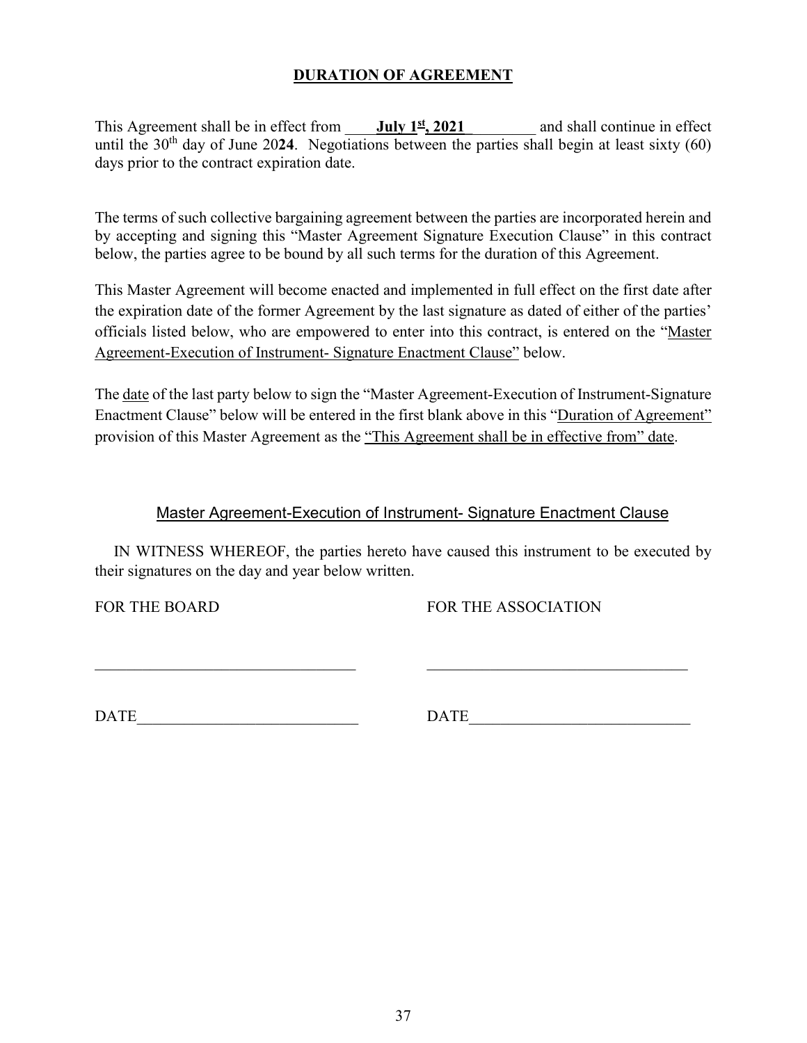## DURATION OF AGREEMENT

This Agreement shall be in effect from ____**July 1st, 2021**_________ and shall continue in effect until the 30th day of June 20**24**. Negotiations between the parties shall begin at least sixty (60) days prior to the contract expiration date.

The terms of such collective bargaining agreement between the parties are incorporated herein and by accepting and signing this "Master Agreement Signature Execution Clause" in this contract below, the parties agree to be bound by all such terms for the duration of this Agreement.

This Master Agreement will become enacted and implemented in full effect on the first date after the expiration date of the former Agreement by the last signature as dated of either of the parties' officials listed below, who are empowered to enter into this contract, is entered on the "Master Agreement-Execution of Instrument- Signature Enactment Clause" below.

The date of the last party below to sign the "Master Agreement-Execution of Instrument-Signature Enactment Clause" below will be entered in the first blank above in this "Duration of Agreement" provision of this Master Agreement as the "This Agreement shall be in effective from" date.

### Master Agreement-Execution of Instrument- Signature Enactment Clause

IN WITNESS WHEREOF, the parties hereto have caused this instrument to be executed by their signatures on the day and year below written.

FOR THE BOARD

_________________________________

DATE___________________________

FOR THE ASSOCIATION

_________________________________

DATE___________________________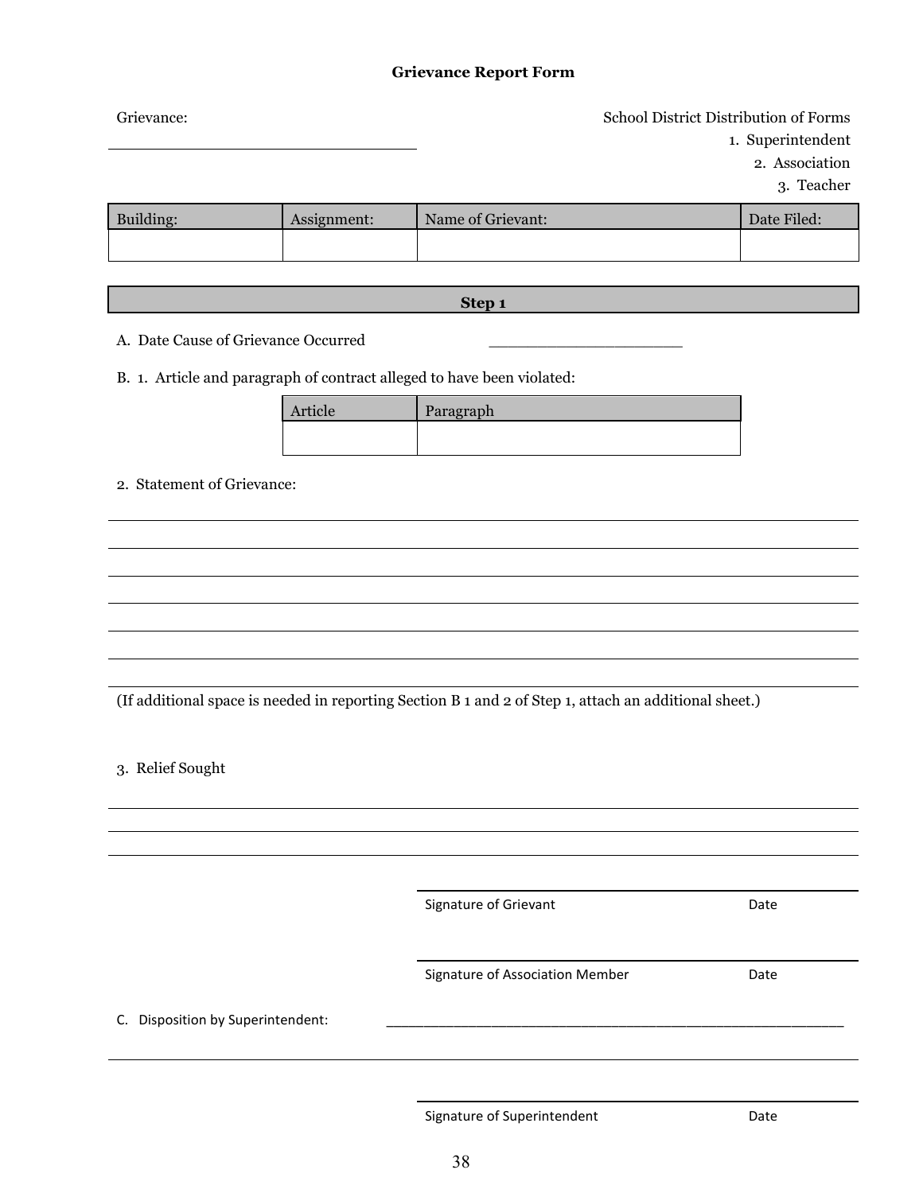# Grievance Report Form

Grievance:

________________________________

School District Distribution of Forms

1. Superintendent
2. Association
3. Teacher

| Building: | Assignment: | Name of Grievant: | Date Filed: |
|---|---|---|---|
| | | | |

## Step 1

A. Date Cause of Grievance Occurred ____________________

B. 1. Article and paragraph of contract alleged to have been violated:

| Article | Paragraph |
|---|---|
| | |

2. Statement of Grievance:

________________________________________________________________________________

________________________________________________________________________________

________________________________________________________________________________

________________________________________________________________________________

________________________________________________________________________________

________________________________________________________________________________

________________________________________________________________________________

(If additional space is needed in reporting Section B 1 and 2 of Step 1, attach an additional sheet.)

3. Relief Sought

________________________________________________________________________________

________________________________________________________________________________

________________________________________________________________________________

________________________________________________

Signature of Grievant Date

________________________________________________

Signature of Association Member Date

C. Disposition by Superintendent: ______________________________________________

________________________________________________________________________________

________________________________________________

Signature of Superintendent Date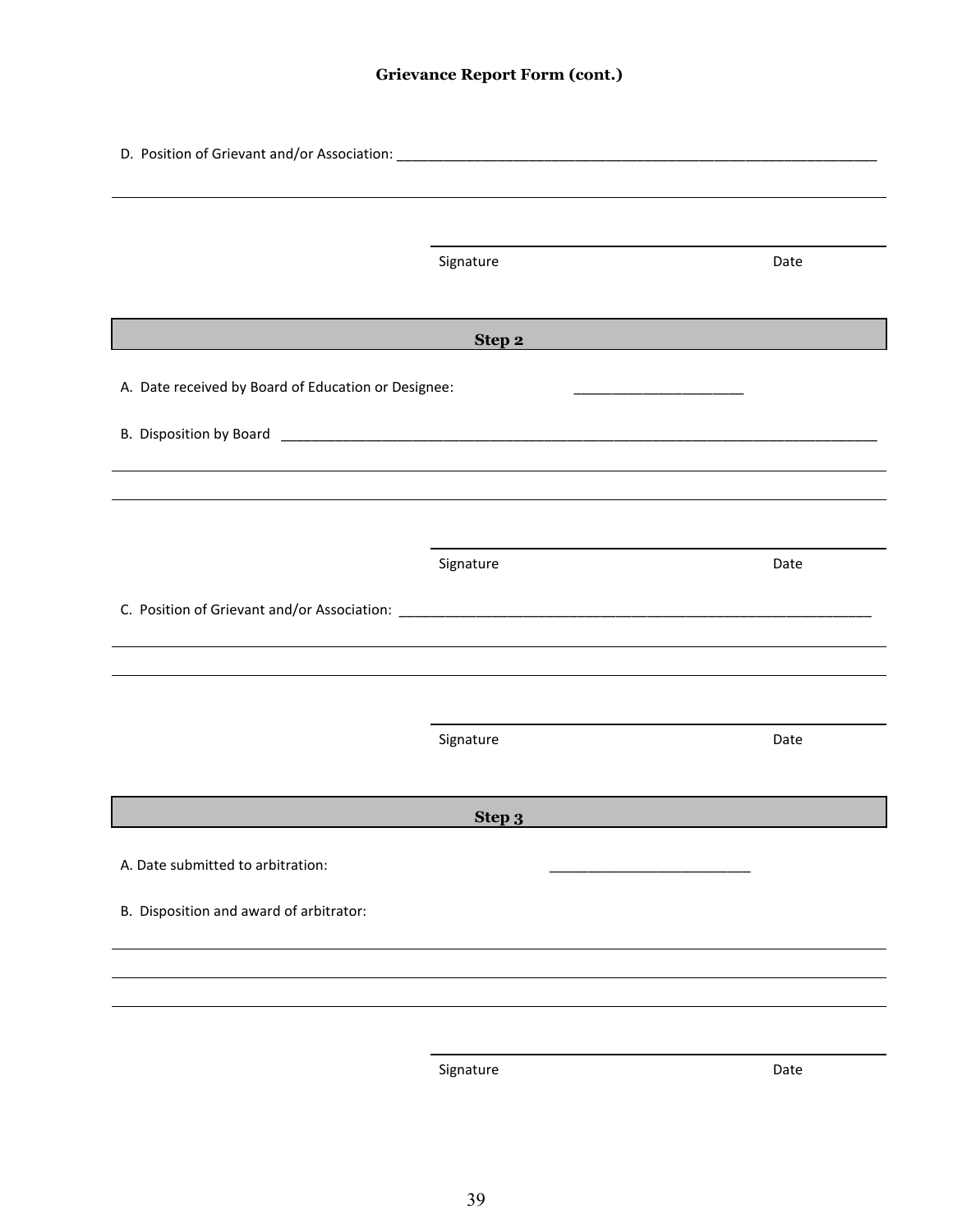### Grievance Report Form (cont.)

D. Position of Grievant and/or Association: ______________________________________________________________

______________________________________________________________________________

Signature Date

## Step 2

A. Date received by Board of Education or Designee: ______________________

B. Disposition by Board ______________________________________________________________________________

______________________________________________________________________________

______________________________________________________________________________

Signature Date

C. Position of Grievant and/or Association: ______________________________________________________________

______________________________________________________________________________

______________________________________________________________________________

Signature Date

## Step 3

A. Date submitted to arbitration: __________________________

B. Disposition and award of arbitrator:

______________________________________________________________________________

______________________________________________________________________________

______________________________________________________________________________

Signature Date